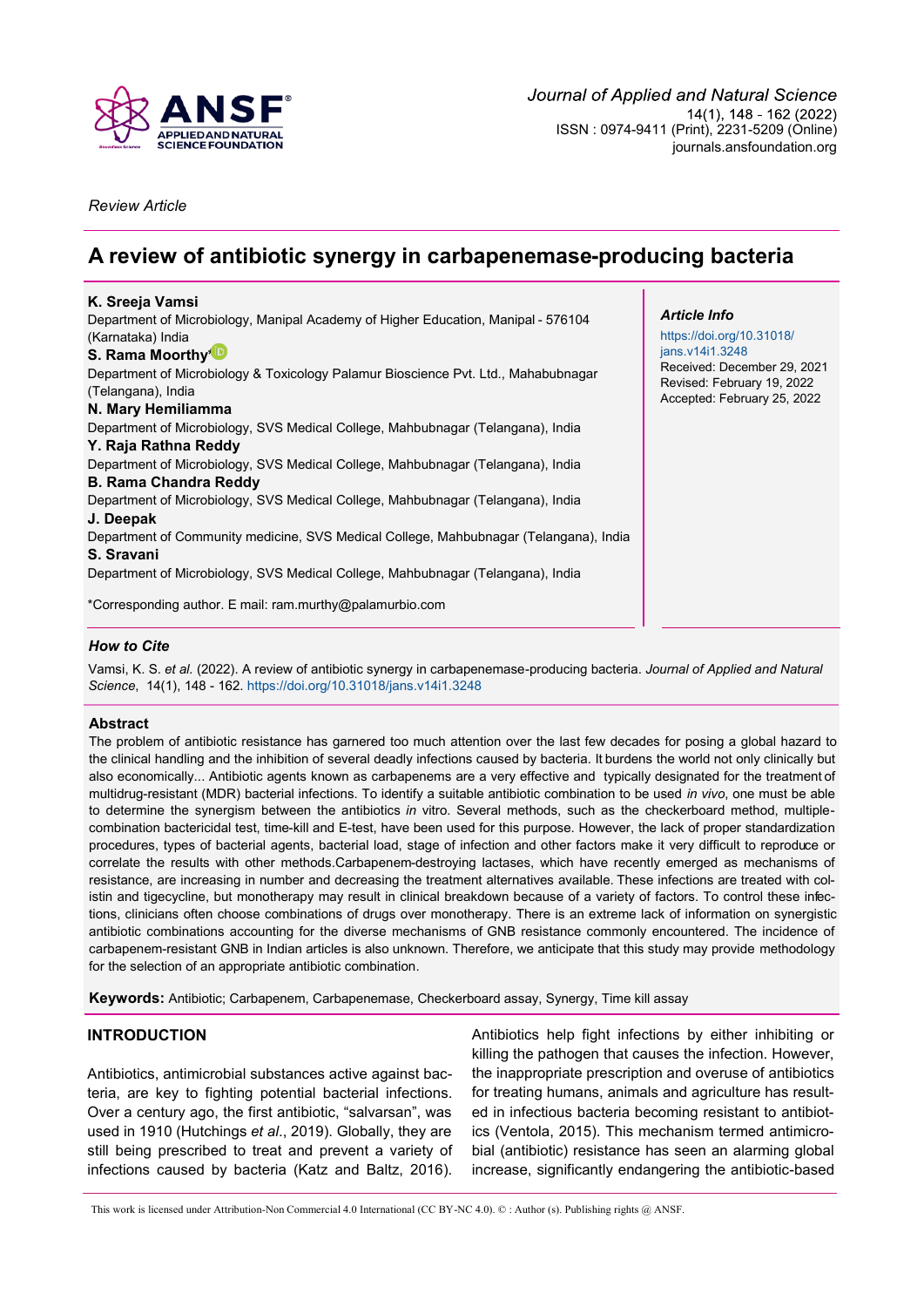*Review Article*

# A review of antibiotic synergy in carbapenemase-producing bacteria

**K. Sreeja Vamsi**
Department of Microbiology, Manipal Academy of Higher Education, Manipal - 576104 (Karnataka) India

**S. Rama Moorthy***
Department of Microbiology & Toxicology Palamur Bioscience Pvt. Ltd., Mahabubnagar (Telangana), India

**N. Mary Hemiliamma**
Department of Microbiology, SVS Medical College, Mahbubnagar (Telangana), India

**Y. Raja Rathna Reddy**
Department of Microbiology, SVS Medical College, Mahbubnagar (Telangana), India

**B. Rama Chandra Reddy**
Department of Microbiology, SVS Medical College, Mahbubnagar (Telangana), India

**J. Deepak**
Department of Community medicine, SVS Medical College, Mahbubnagar (Telangana), India

**S. Sravani**
Department of Microbiology, SVS Medical College, Mahbubnagar (Telangana), India

*Corresponding author. E mail: ram.murthy@palamurbio.com

***Article Info***
https://doi.org/10.31018/jans.v14i1.3248
Received: December 29, 2021
Revised: February 19, 2022
Accepted: February 25, 2022

### *How to Cite*

Vamsi, K. S. *et al.* (2022). A review of antibiotic synergy in carbapenemase-producing bacteria. *Journal of Applied and Natural Science*, 14(1), 148 - 162. https://doi.org/10.31018/jans.v14i1.3248

### Abstract

The problem of antibiotic resistance has garnered too much attention over the last few decades for posing a global hazard to the clinical handling and the inhibition of several deadly infections caused by bacteria. It burdens the world not only clinically but also economically... Antibiotic agents known as carbapenems are a very effective and typically designated for the treatment of multidrug-resistant (MDR) bacterial infections. To identify a suitable antibiotic combination to be used *in vivo*, one must be able to determine the synergism between the antibiotics *in* vitro. Several methods, such as the checkerboard method, multiple-combination bactericidal test, time-kill and E-test, have been used for this purpose. However, the lack of proper standardization procedures, types of bacterial agents, bacterial load, stage of infection and other factors make it very difficult to reproduce or correlate the results with other methods.Carbapenem-destroying lactases, which have recently emerged as mechanisms of resistance, are increasing in number and decreasing the treatment alternatives available. These infections are treated with colistin and tigecycline, but monotherapy may result in clinical breakdown because of a variety of factors. To control these infections, clinicians often choose combinations of drugs over monotherapy. There is an extreme lack of information on synergistic antibiotic combinations accounting for the diverse mechanisms of GNB resistance commonly encountered. The incidence of carbapenem-resistant GNB in Indian articles is also unknown. Therefore, we anticipate that this study may provide methodology for the selection of an appropriate antibiotic combination.

**Keywords:** Antibiotic; Carbapenem, Carbapenemase, Checkerboard assay, Synergy, Time kill assay

## INTRODUCTION

Antibiotics, antimicrobial substances active against bacteria, are key to fighting potential bacterial infections. Over a century ago, the first antibiotic, "salvarsan", was used in 1910 (Hutchings *et al*., 2019). Globally, they are still being prescribed to treat and prevent a variety of infections caused by bacteria (Katz and Baltz, 2016). Antibiotics help fight infections by either inhibiting or killing the pathogen that causes the infection. However, the inappropriate prescription and overuse of antibiotics for treating humans, animals and agriculture has resulted in infectious bacteria becoming resistant to antibiotics (Ventola, 2015). This mechanism termed antimicrobial (antibiotic) resistance has seen an alarming global increase, significantly endangering the antibiotic-based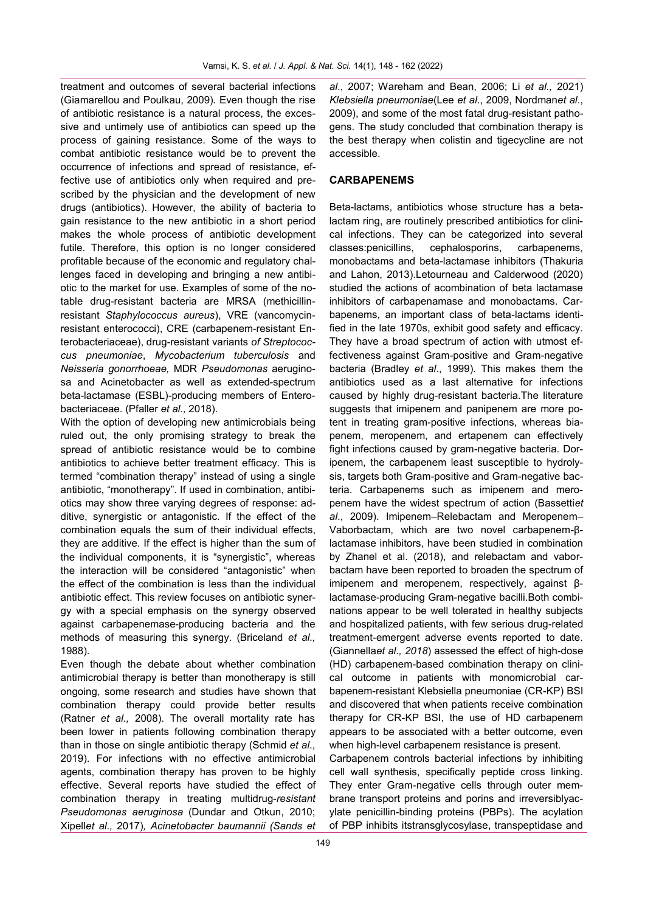treatment and outcomes of several bacterial infections (Giamarellou and Poulkau, 2009). Even though the rise of antibiotic resistance is a natural process, the excessive and untimely use of antibiotics can speed up the process of gaining resistance. Some of the ways to combat antibiotic resistance would be to prevent the occurrence of infections and spread of resistance, effective use of antibiotics only when required and prescribed by the physician and the development of new drugs (antibiotics). However, the ability of bacteria to gain resistance to the new antibiotic in a short period makes the whole process of antibiotic development futile. Therefore, this option is no longer considered profitable because of the economic and regulatory challenges faced in developing and bringing a new antibiotic to the market for use. Examples of some of the notable drug-resistant bacteria are MRSA (methicillin-resistant *Staphylococcus aureus*), VRE (vancomycin-resistant enterococci), CRE (carbapenem-resistant Enterobacteriaceae), drug-resistant variants *of Streptococcus pneumoniae*, *Mycobacterium tuberculosis* and *Neisseria gonorrhoeae,* MDR *Pseudomonas* aeruginosa and Acinetobacter as well as extended-spectrum beta-lactamase (ESBL)-producing members of Enterobacteriaceae. (Pfaller *et al.,* 2018).

With the option of developing new antimicrobials being ruled out, the only promising strategy to break the spread of antibiotic resistance would be to combine antibiotics to achieve better treatment efficacy. This is termed "combination therapy" instead of using a single antibiotic, "monotherapy". If used in combination, antibiotics may show three varying degrees of response: additive, synergistic or antagonistic. If the effect of the combination equals the sum of their individual effects, they are additive. If the effect is higher than the sum of the individual components, it is "synergistic", whereas the interaction will be considered "antagonistic" when the effect of the combination is less than the individual antibiotic effect. This review focuses on antibiotic synergy with a special emphasis on the synergy observed against carbapenemase-producing bacteria and the methods of measuring this synergy. (Briceland *et al.,* 1988).

Even though the debate about whether combination antimicrobial therapy is better than monotherapy is still ongoing, some research and studies have shown that combination therapy could provide better results (Ratner *et al.,* 2008). The overall mortality rate has been lower in patients following combination therapy than in those on single antibiotic therapy (Schmid *et al*., 2019). For infections with no effective antimicrobial agents, combination therapy has proven to be highly effective. Several reports have studied the effect of combination therapy in treating multidrug-*resistant Pseudomonas aeruginosa* (Dundar and Otkun, 2010; Xipell*et al.,* 2017)*, Acinetobacter baumannii (Sands et al*., 2007; Wareham and Bean, 2006; Li *et al.,* 2021) *Klebsiella pneumoniae*(Lee *et al*., 2009, Nordman*et al*., 2009), and some of the most fatal drug-resistant pathogens. The study concluded that combination therapy is the best therapy when colistin and tigecycline are not accessible.

## CARBAPENEMS

Beta-lactams, antibiotics whose structure has a beta-lactam ring, are routinely prescribed antibiotics for clinical infections. They can be categorized into several classes:penicillins, cephalosporins, carbapenems, monobactams and beta-lactamase inhibitors (Thakuria and Lahon, 2013).Letourneau and Calderwood (2020) studied the actions of acombination of beta lactamase inhibitors of carbapenamase and monobactams. Carbapenems, an important class of beta-lactams identified in the late 1970s, exhibit good safety and efficacy. They have a broad spectrum of action with utmost effectiveness against Gram-positive and Gram-negative bacteria (Bradley *et al*., 1999). This makes them the antibiotics used as a last alternative for infections caused by highly drug-resistant bacteria.The literature suggests that imipenem and panipenem are more potent in treating gram-positive infections, whereas biapenem, meropenem, and ertapenem can effectively fight infections caused by gram-negative bacteria. Doripenem, the carbapenem least susceptible to hydrolysis, targets both Gram-positive and Gram-negative bacteria. Carbapenems such as imipenem and meropenem have the widest spectrum of action (Bassetti*et al*., 2009). Imipenem–Relebactam and Meropenem–Vaborbactam, which are two novel carbapenem-β-lactamase inhibitors, have been studied in combination by Zhanel et al. (2018), and relebactam and vaborbactam have been reported to broaden the spectrum of imipenem and meropenem, respectively, against β-lactamase-producing Gram-negative bacilli.Both combinations appear to be well tolerated in healthy subjects and hospitalized patients, with few serious drug-related treatment-emergent adverse events reported to date. (Giannella*et al., 2018*) assessed the effect of high-dose (HD) carbapenem-based combination therapy on clinical outcome in patients with monomicrobial carbapenem-resistant Klebsiella pneumoniae (CR-KP) BSI and discovered that when patients receive combination therapy for CR-KP BSI, the use of HD carbapenem appears to be associated with a better outcome, even when high-level carbapenem resistance is present.

Carbapenem controls bacterial infections by inhibiting cell wall synthesis, specifically peptide cross linking. They enter Gram-negative cells through outer membrane transport proteins and porins and irreversiblyacylate penicillin-binding proteins (PBPs). The acylation of PBP inhibits itstransglycosylase, transpeptidase and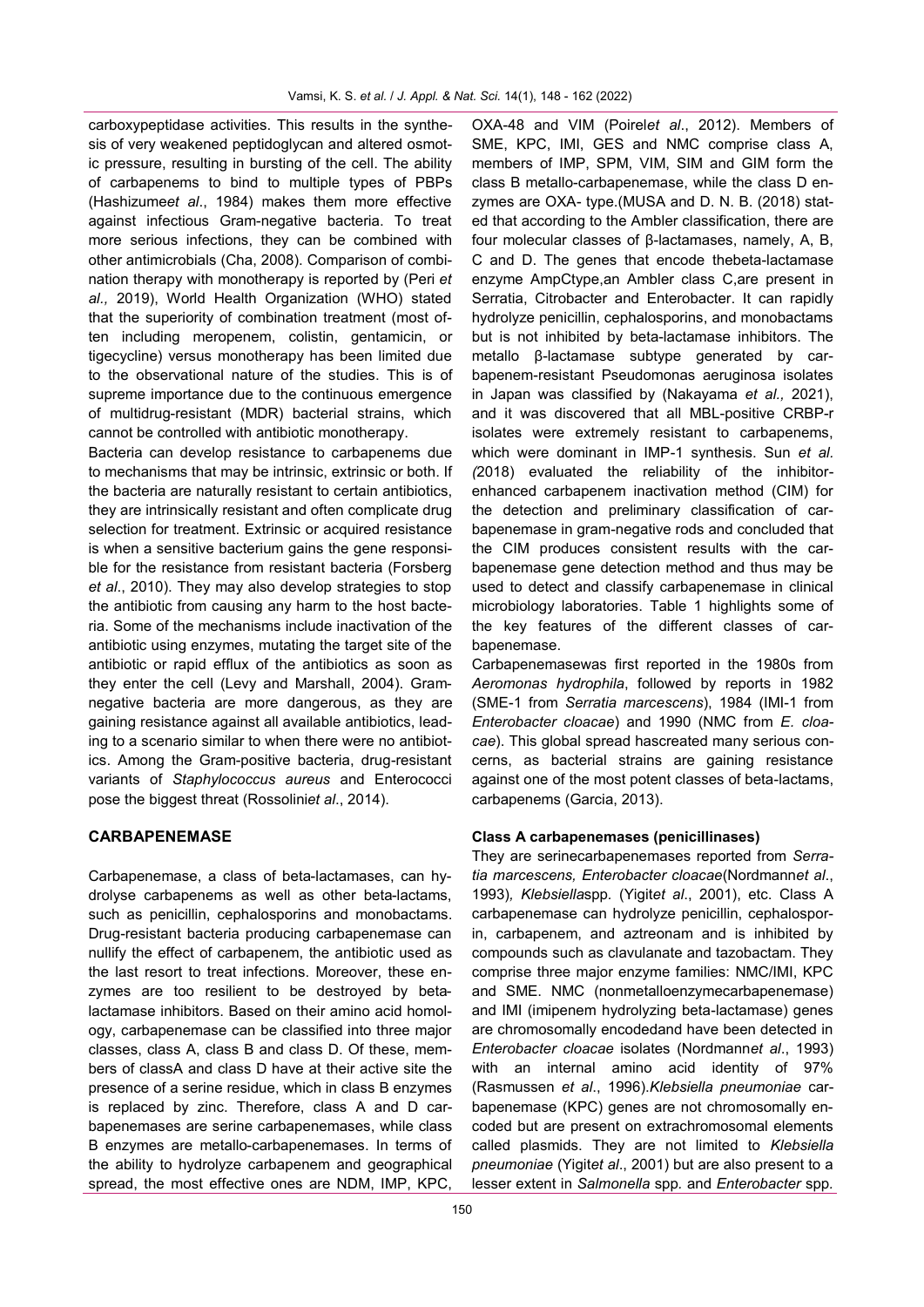carboxypeptidase activities. This results in the synthesis of very weakened peptidoglycan and altered osmotic pressure, resulting in bursting of the cell. The ability of carbapenems to bind to multiple types of PBPs (Hashizume*et al*., 1984) makes them more effective against infectious Gram-negative bacteria. To treat more serious infections, they can be combined with other antimicrobials (Cha, 2008). Comparison of combination therapy with monotherapy is reported by (Peri *et al.,* 2019), World Health Organization (WHO) stated that the superiority of combination treatment (most often including meropenem, colistin, gentamicin, or tigecycline) versus monotherapy has been limited due to the observational nature of the studies. This is of supreme importance due to the continuous emergence of multidrug-resistant (MDR) bacterial strains, which cannot be controlled with antibiotic monotherapy.

Bacteria can develop resistance to carbapenems due to mechanisms that may be intrinsic, extrinsic or both. If the bacteria are naturally resistant to certain antibiotics, they are intrinsically resistant and often complicate drug selection for treatment. Extrinsic or acquired resistance is when a sensitive bacterium gains the gene responsible for the resistance from resistant bacteria (Forsberg *et al*., 2010). They may also develop strategies to stop the antibiotic from causing any harm to the host bacteria. Some of the mechanisms include inactivation of the antibiotic using enzymes, mutating the target site of the antibiotic or rapid efflux of the antibiotics as soon as they enter the cell (Levy and Marshall, 2004). Gram-negative bacteria are more dangerous, as they are gaining resistance against all available antibiotics, leading to a scenario similar to when there were no antibiotics. Among the Gram-positive bacteria, drug-resistant variants of *Staphylococcus aureus* and Enterococci pose the biggest threat (Rossolini*et al*., 2014).

## CARBAPENEMASE

Carbapenemase, a class of beta-lactamases, can hydrolyse carbapenems as well as other beta-lactams, such as penicillin, cephalosporins and monobactams. Drug-resistant bacteria producing carbapenemase can nullify the effect of carbapenem, the antibiotic used as the last resort to treat infections. Moreover, these enzymes are too resilient to be destroyed by beta-lactamase inhibitors. Based on their amino acid homology, carbapenemase can be classified into three major classes, class A, class B and class D. Of these, members of classA and class D have at their active site the presence of a serine residue, which in class B enzymes is replaced by zinc. Therefore, class A and D carbapenemases are serine carbapenemases, while class B enzymes are metallo-carbapenemases. In terms of the ability to hydrolyze carbapenem and geographical spread, the most effective ones are NDM, IMP, KPC, OXA-48 and VIM (Poirel*et al*., 2012). Members of SME, KPC, IMI, GES and NMC comprise class A, members of IMP, SPM, VIM, SIM and GIM form the class B metallo-carbapenemase, while the class D enzymes are OXA- type.(MUSA and D. N. B. (2018) stated that according to the Ambler classification, there are four molecular classes of β-lactamases, namely, A, B, C and D. The genes that encode thebeta-lactamase enzyme AmpCtype,an Ambler class C,are present in Serratia, Citrobacter and Enterobacter. It can rapidly hydrolyze penicillin, cephalosporins, and monobactams but is not inhibited by beta-lactamase inhibitors. The metallo β-lactamase subtype generated by carbapenem-resistant Pseudomonas aeruginosa isolates in Japan was classified by (Nakayama *et al.,* 2021), and it was discovered that all MBL-positive CRBP-r isolates were extremely resistant to carbapenems, which were dominant in IMP-1 synthesis. Sun *et al. (*2018) evaluated the reliability of the inhibitor-enhanced carbapenem inactivation method (CIM) for the detection and preliminary classification of carbapenemase in gram-negative rods and concluded that the CIM produces consistent results with the carbapenemase gene detection method and thus may be used to detect and classify carbapenemase in clinical microbiology laboratories. Table 1 highlights some of the key features of the different classes of carbapenemase.

Carbapenemasewas first reported in the 1980s from *Aeromonas hydrophila*, followed by reports in 1982 (SME-1 from *Serratia marcescens*), 1984 (IMI-1 from *Enterobacter cloacae*) and 1990 (NMC from *E. cloacae*). This global spread hascreated many serious concerns, as bacterial strains are gaining resistance against one of the most potent classes of beta-lactams, carbapenems (Garcia, 2013).

### Class A carbapenemases (penicillinases)

They are serinecarbapenemases reported from *Serratia marcescens, Enterobacter cloacae*(Nordmann*et al*., 1993)*, Klebsiella*spp. (Yigit*et al*., 2001), etc. Class A carbapenemase can hydrolyze penicillin, cephalosporin, carbapenem, and aztreonam and is inhibited by compounds such as clavulanate and tazobactam. They comprise three major enzyme families: NMC/IMI, KPC and SME. NMC (nonmetalloenzymecarbapenemase) and IMI (imipenem hydrolyzing beta-lactamase) genes are chromosomally encodedand have been detected in *Enterobacter cloacae* isolates (Nordmann*et al*., 1993) with an internal amino acid identity of 97% (Rasmussen *et al*., 1996).*Klebsiella pneumoniae* carbapenemase (KPC) genes are not chromosomally encoded but are present on extrachromosomal elements called plasmids. They are not limited to *Klebsiella pneumoniae* (Yigit*et al*., 2001) but are also present to a lesser extent in *Salmonella* spp. and *Enterobacter* spp.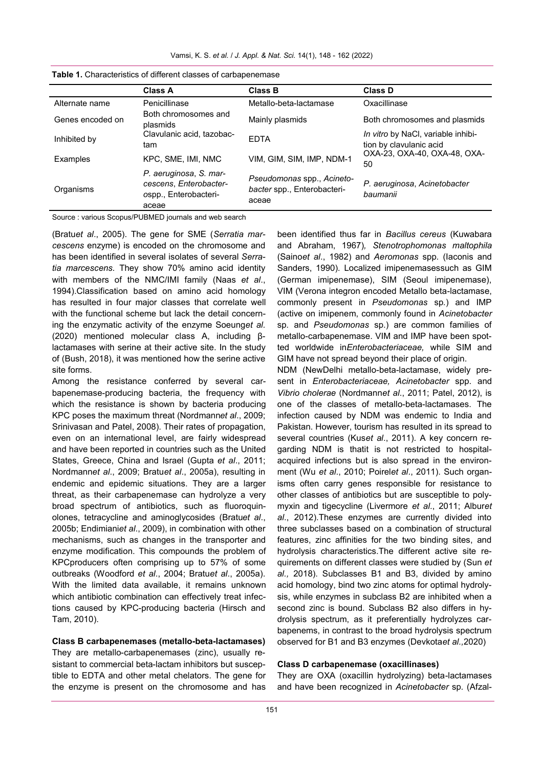**Table 1.** Characteristics of different classes of carbapenemase

| | Class A | Class B | Class D |
|---|---|---|---|
| Alternate name | Penicillinase | Metallo-beta-lactamase | Oxacillinase |
| Genes encoded on | Both chromosomes and plasmids | Mainly plasmids | Both chromosomes and plasmids |
| Inhibited by | Clavulanic acid, tazobactam | EDTA | *In vitro* by NaCl, variable inhibition by clavulanic acid |
| Examples | KPC, SME, IMI, NMC | VIM, GIM, SIM, IMP, NDM-1 | OXA-23, OXA-40, OXA-48, OXA-50 |
| Organisms | *P. aeruginosa*, *S. marcescens*, *Enterobacter*ospp., Enterobacteriaceae | *Pseudomonas* spp., *Acinetobacter* spp., Enterobacteriaceae | *P. aeruginosa*, *Acinetobacter baumanii* |

Source : various Scopus/PUBMED journals and web search

(Bratu*et al*., 2005). The gene for SME (*Serratia marcescens* enzyme) is encoded on the chromosome and has been identified in several isolates of several *Serratia marcescens.* They show 70% amino acid identity with members of the NMC/IMI family (Naas *et al*., 1994).Classification based on amino acid homology has resulted in four major classes that correlate well with the functional scheme but lack the detail concerning the enzymatic activity of the enzyme Soeung*et al.* (2020) mentioned molecular class A, including β-lactamases with serine at their active site. In the study of (Bush, 2018), it was mentioned how the serine active site forms.

Among the resistance conferred by several carbapenemase-producing bacteria, the frequency with which the resistance is shown by bacteria producing KPC poses the maximum threat (Nordmann*et al*., 2009; Srinivasan and Patel, 2008). Their rates of propagation, even on an international level, are fairly widespread and have been reported in countries such as the United States, Greece, China and Israel (Gupta *et al*., 2011; Nordmann*et al*., 2009; Bratu*et al*., 2005a), resulting in endemic and epidemic situations. They are a larger threat, as their carbapenemase can hydrolyze a very broad spectrum of antibiotics, such as fluoroquinolones, tetracycline and aminoglycosides (Bratu*et al*., 2005b; Endimiani*et al*., 2009), in combination with other mechanisms, such as changes in the transporter and enzyme modification. This compounds the problem of KPCproducers often comprising up to 57% of some outbreaks (Woodford *et al*., 2004; Bratu*et al*., 2005a). With the limited data available, it remains unknown which antibiotic combination can effectively treat infections caused by KPC-producing bacteria (Hirsch and Tam, 2010).

**Class B carbapenemases (metallo-beta-lactamases)**

They are metallo-carbapenemases (zinc), usually resistant to commercial beta-lactam inhibitors but susceptible to EDTA and other metal chelators. The gene for the enzyme is present on the chromosome and has been identified thus far in *Bacillus cereus* (Kuwabara and Abraham, 1967)*, Stenotrophomonas maltophila* (Saino*et al*., 1982) and *Aeromonas* spp. (Iaconis and Sanders, 1990). Localized imipenemasessuch as GIM (German imipenemase), SIM (Seoul imipenemase), VIM (Verona integron encoded Metallo beta-lactamase, commonly present in *Pseudomonas* sp*.*) and IMP (active on imipenem, commonly found in *Acinetobacter* sp. and *Pseudomonas* sp.) are common families of metallo-carbapenemase. VIM and IMP have been spotted worldwide in*Enterobacteriaceae,* while SIM and GIM have not spread beyond their place of origin.

NDM (NewDelhi metallo-beta-lactamase, widely present in *Enterobacteriaceae, Acinetobacter* spp. and *Vibrio cholerae* (Nordmann*et al*., 2011; Patel, 2012), is one of the classes of metallo-beta-lactamases. The infection caused by NDM was endemic to India and Pakistan. However, tourism has resulted in its spread to several countries (Kus*et al*., 2011). A key concern regarding NDM is thatit is not restricted to hospital-acquired infections but is also spread in the environment (Wu *et al*., 2010; Poirel*et al*., 2011). Such organisms often carry genes responsible for resistance to other classes of antibiotics but are susceptible to polymyxin and tigecycline (Livermore *et al*., 2011; Albur*et al*., 2012).These enzymes are currently divided into three subclasses based on a combination of structural features, zinc affinities for the two binding sites, and hydrolysis characteristics.The different active site requirements on different classes were studied by (Sun *et al.,* 2018). Subclasses B1 and B3, divided by amino acid homology, bind two zinc atoms for optimal hydrolysis, while enzymes in subclass B2 are inhibited when a second zinc is bound. Subclass B2 also differs in hydrolysis spectrum, as it preferentially hydrolyzes carbapenems, in contrast to the broad hydrolysis spectrum observed for B1 and B3 enzymes (Devkota*et al.,*2020)

**Class D carbapenemase (oxacillinases)**

They are OXA (oxacillin hydrolyzing) beta-lactamases and have been recognized in *Acinetobacter* sp. (Afzal-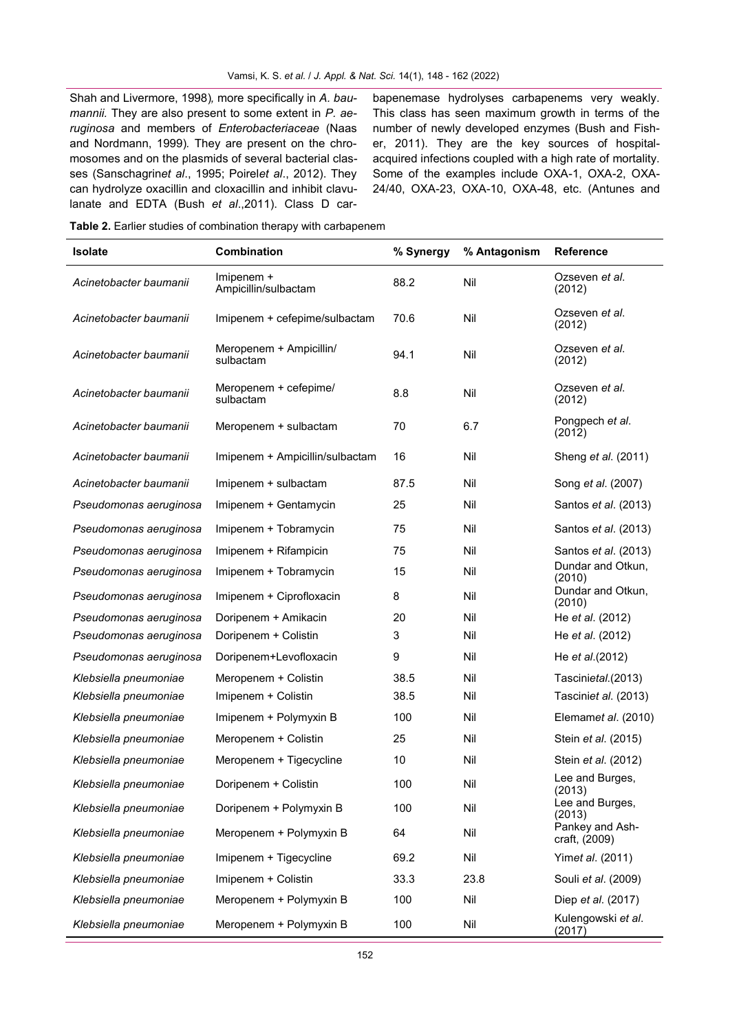Shah and Livermore, 1998), more specifically in *A. baumannii*. They are also present to some extent in *P. aeruginosa* and members of *Enterobacteriaceae* (Naas and Nordmann, 1999). They are present on the chromosomes and on the plasmids of several bacterial classes (Sanschagrin*et al*., 1995; Poirel*et al*., 2012). They can hydrolyze oxacillin and cloxacillin and inhibit clavulanate and EDTA (Bush *et al*.,2011). Class D carbapenemase hydrolyses carbapenems very weakly. This class has seen maximum growth in terms of the number of newly developed enzymes (Bush and Fisher, 2011). They are the key sources of hospital-acquired infections coupled with a high rate of mortality. Some of the examples include OXA-1, OXA-2, OXA-24/40, OXA-23, OXA-10, OXA-48, etc. (Antunes and

**Table 2.** Earlier studies of combination therapy with carbapenem

| Isolate | Combination | % Synergy | % Antagonism | Reference |
|---|---|---|---|---|
| *Acinetobacter baumanii* | Imipenem + Ampicillin/sulbactam | 88.2 | Nil | Ozseven *et al*. (2012) |
| *Acinetobacter baumanii* | Imipenem + cefepime/sulbactam | 70.6 | Nil | Ozseven *et al*. (2012) |
| *Acinetobacter baumanii* | Meropenem + Ampicillin/ sulbactam | 94.1 | Nil | Ozseven *et al*. (2012) |
| *Acinetobacter baumanii* | Meropenem + cefepime/ sulbactam | 8.8 | Nil | Ozseven *et al*. (2012) |
| *Acinetobacter baumanii* | Meropenem + sulbactam | 70 | 6.7 | Pongpech *et al*. (2012) |
| *Acinetobacter baumanii* | Imipenem + Ampicillin/sulbactam | 16 | Nil | Sheng *et al*. (2011) |
| *Acinetobacter baumanii* | Imipenem + sulbactam | 87.5 | Nil | Song *et al*. (2007) |
| *Pseudomonas aeruginosa* | Imipenem + Gentamycin | 25 | Nil | Santos *et al*. (2013) |
| *Pseudomonas aeruginosa* | Imipenem + Tobramycin | 75 | Nil | Santos *et al*. (2013) |
| *Pseudomonas aeruginosa* | Imipenem + Rifampicin | 75 | Nil | Santos *et al*. (2013) |
| *Pseudomonas aeruginosa* | Imipenem + Tobramycin | 15 | Nil | Dundar and Otkun, (2010) |
| *Pseudomonas aeruginosa* | Imipenem + Ciprofloxacin | 8 | Nil | Dundar and Otkun, (2010) |
| *Pseudomonas aeruginosa* | Doripenem + Amikacin | 20 | Nil | He *et al*. (2012) |
| *Pseudomonas aeruginosa* | Doripenem + Colistin | 3 | Nil | He *et al*. (2012) |
| *Pseudomonas aeruginosa* | Doripenem+Levofloxacin | 9 | Nil | He *et al*.(2012) |
| *Klebsiella pneumoniae* | Meropenem + Colistin | 38.5 | Nil | Tascini*etal*.(2013) |
| *Klebsiella pneumoniae* | Imipenem + Colistin | 38.5 | Nil | Tascini*et al*. (2013) |
| *Klebsiella pneumoniae* | Imipenem + Polymyxin B | 100 | Nil | Elemam*et al*. (2010) |
| *Klebsiella pneumoniae* | Meropenem + Colistin | 25 | Nil | Stein *et al*. (2015) |
| *Klebsiella pneumoniae* | Meropenem + Tigecycline | 10 | Nil | Stein *et al*. (2012) |
| *Klebsiella pneumoniae* | Doripenem + Colistin | 100 | Nil | Lee and Burges, (2013) |
| *Klebsiella pneumoniae* | Doripenem + Polymyxin B | 100 | Nil | Lee and Burges, (2013) |
| *Klebsiella pneumoniae* | Meropenem + Polymyxin B | 64 | Nil | Pankey and Ashcraft, (2009) |
| *Klebsiella pneumoniae* | Imipenem + Tigecycline | 69.2 | Nil | Yim*et al*. (2011) |
| *Klebsiella pneumoniae* | Imipenem + Colistin | 33.3 | 23.8 | Souli *et al*. (2009) |
| *Klebsiella pneumoniae* | Meropenem + Polymyxin B | 100 | Nil | Diep *et al*. (2017) |
| *Klebsiella pneumoniae* | Meropenem + Polymyxin B | 100 | Nil | Kulengowski *et al*. (2017) |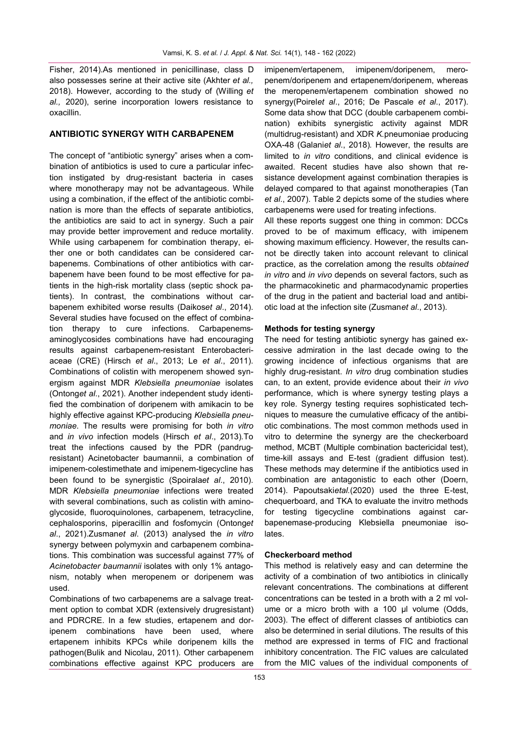Fisher, 2014).As mentioned in penicillinase, class D also possesses serine at their active site (Akhter *et al.,* 2018). However, according to the study of (Willing *et al.,* 2020), serine incorporation lowers resistance to oxacillin.

## ANTIBIOTIC SYNERGY WITH CARBAPENEM

The concept of "antibiotic synergy" arises when a combination of antibiotics is used to cure a particular infection instigated by drug-resistant bacteria in cases where monotherapy may not be advantageous. While using a combination, if the effect of the antibiotic combination is more than the effects of separate antibiotics, the antibiotics are said to act in synergy. Such a pair may provide better improvement and reduce mortality. While using carbapenem for combination therapy, either one or both candidates can be considered carbapenems. Combinations of other antibiotics with carbapenem have been found to be most effective for patients in the high-risk mortality class (septic shock patients). In contrast, the combinations without carbapenem exhibited worse results (Daikos*et al*., 2014). Several studies have focused on the effect of combination therapy to cure infections. Carbapenems-aminoglycosides combinations have had encouraging results against carbapenem-resistant Enterobacteriaceae (CRE) (Hirsch *et al*., 2013; Le *et al*., 2011). Combinations of colistin with meropenem showed synergism against MDR *Klebsiella pneumoniae* isolates (Ontong*et al*., 2021). Another independent study identified the combination of doripenem with amikacin to be highly effective against KPC-producing *Klebsiella pneumoniae*. The results were promising for both *in vitro* and *in vivo* infection models (Hirsch *et al*., 2013).To treat the infections caused by the PDR (pandrug-resistant) Acinetobacter baumannii, a combination of imipenem-colestimethate and imipenem-tigecycline has been found to be synergistic (Spoirala*et al*., 2010). MDR *Klebsiella pneumoniae* infections were treated with several combinations, such as colistin with aminoglycoside, fluoroquinolones, carbapenem, tetracycline, cephalosporins, piperacillin and fosfomycin (Ontong*et al*., 2021).Zusman*et al*. (2013) analysed the *in vitro* synergy between polymyxin and carbapenem combinations. This combination was successful against 77% of *Acinetobacter baumannii* isolates with only 1% antagonism, notably when meropenem or doripenem was used.

Combinations of two carbapenems are a salvage treatment option to combat XDR (extensively drugresistant) and PDRCRE. In a few studies, ertapenem and doripenem combinations have been used, where ertapenem inhibits KPCs while doripenem kills the pathogen(Bulik and Nicolau, 2011). Other carbapenem combinations effective against KPC producers are imipenem/ertapenem, imipenem/doripenem, meropenem/doripenem and ertapenem/doripenem, whereas the meropenem/ertapenem combination showed no synergy(Poirel*et al*., 2016; De Pascale *et al*., 2017). Some data show that DCC (double carbapenem combination) exhibits synergistic activity against MDR (multidrug-resistant) and XDR *K.*pneumoniae producing OXA-48 (Galani*et al*., 2018). However, the results are limited to *in vitro* conditions, and clinical evidence is awaited. Recent studies have also shown that resistance development against combination therapies is delayed compared to that against monotherapies (Tan *et al*., 2007). Table 2 depicts some of the studies where carbapenems were used for treating infections.

All these reports suggest one thing in common: DCCs proved to be of maximum efficacy, with imipenem showing maximum efficiency. However, the results cannot be directly taken into account relevant to clinical practice, as the correlation among the results *obtained in vitro* and *in vivo* depends on several factors, such as the pharmacokinetic and pharmacodynamic properties of the drug in the patient and bacterial load and antibiotic load at the infection site (Zusman*et al*., 2013).

### Methods for testing synergy

The need for testing antibiotic synergy has gained excessive admiration in the last decade owing to the growing incidence of infectious organisms that are highly drug-resistant. *In vitro* drug combination studies can, to an extent, provide evidence about their *in vivo* performance, which is where synergy testing plays a key role. Synergy testing requires sophisticated techniques to measure the cumulative efficacy of the antibiotic combinations. The most common methods used in vitro to determine the synergy are the checkerboard method, MCBT (Multiple combination bactericidal test), time-kill assays and E-test (gradient diffusion test). These methods may determine if the antibiotics used in combination are antagonistic to each other (Doern, 2014). Papoutsaki*etal.*(2020) used the three E-test, chequerboard, and TKA to evaluate the invitro methods for testing tigecycline combinations against carbapenemase-producing Klebsiella pneumoniae isolates.

### Checkerboard method

This method is relatively easy and can determine the activity of a combination of two antibiotics in clinically relevant concentrations. The combinations at different concentrations can be tested in a broth with a 2 ml volume or a micro broth with a 100 µl volume (Odds, 2003). The effect of different classes of antibiotics can also be determined in serial dilutions. The results of this method are expressed in terms of FIC and fractional inhibitory concentration. The FIC values are calculated from the MIC values of the individual components of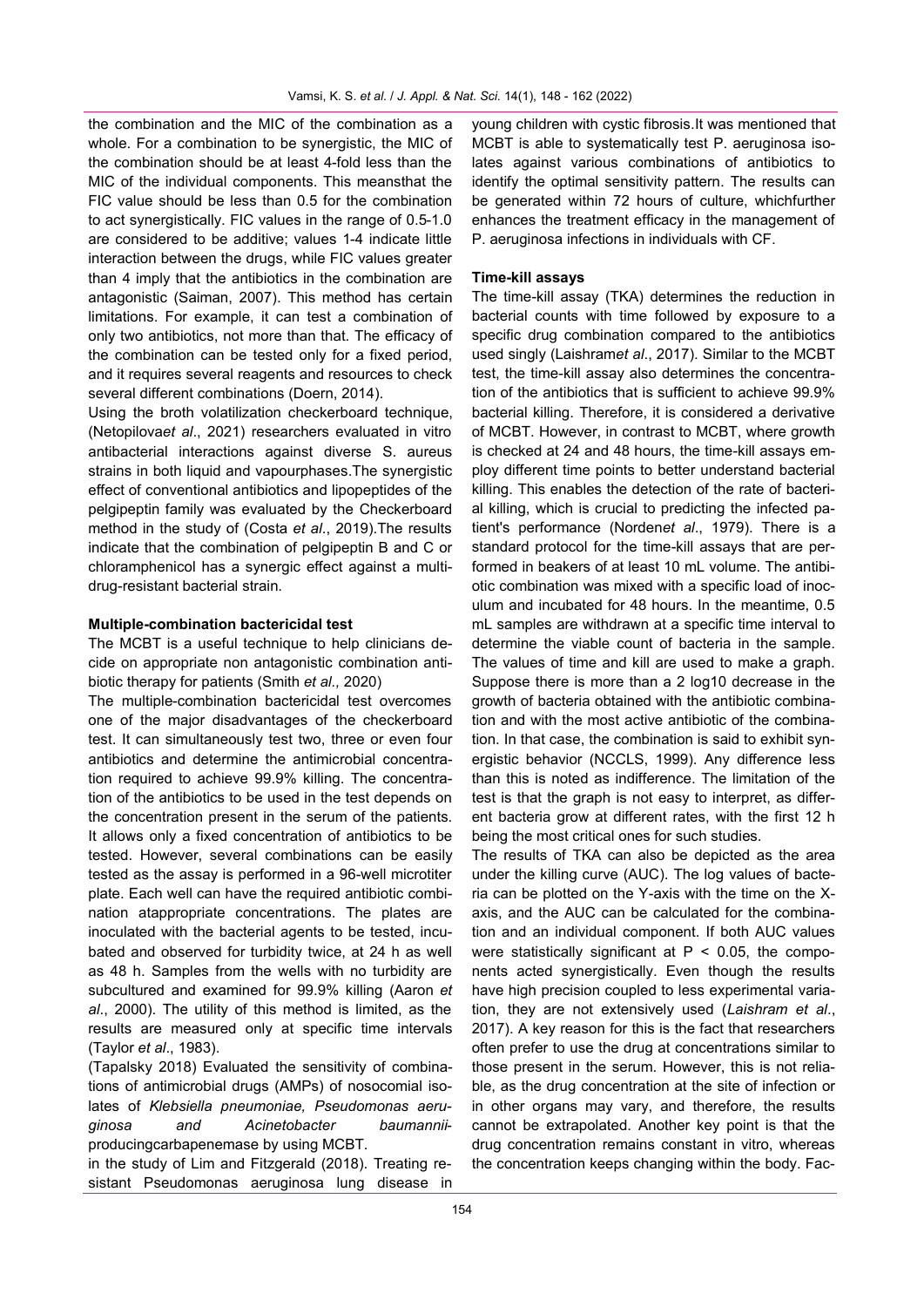the combination and the MIC of the combination as a whole. For a combination to be synergistic, the MIC of the combination should be at least 4-fold less than the MIC of the individual components. This meansthat the FIC value should be less than 0.5 for the combination to act synergistically. FIC values in the range of 0.5-1.0 are considered to be additive; values 1-4 indicate little interaction between the drugs, while FIC values greater than 4 imply that the antibiotics in the combination are antagonistic (Saiman, 2007). This method has certain limitations. For example, it can test a combination of only two antibiotics, not more than that. The efficacy of the combination can be tested only for a fixed period, and it requires several reagents and resources to check several different combinations (Doern, 2014).

Using the broth volatilization checkerboard technique, (Netopilova*et al*., 2021) researchers evaluated in vitro antibacterial interactions against diverse S. aureus strains in both liquid and vapourphases.The synergistic effect of conventional antibiotics and lipopeptides of the pelgipeptin family was evaluated by the Checkerboard method in the study of (Costa *et al*., 2019).The results indicate that the combination of pelgipeptin B and C or chloramphenicol has a synergic effect against a multidrug-resistant bacterial strain.

**Multiple-combination bactericidal test**

The MCBT is a useful technique to help clinicians decide on appropriate non antagonistic combination antibiotic therapy for patients (Smith *et al.,* 2020)

The multiple-combination bactericidal test overcomes one of the major disadvantages of the checkerboard test. It can simultaneously test two, three or even four antibiotics and determine the antimicrobial concentration required to achieve 99.9% killing. The concentration of the antibiotics to be used in the test depends on the concentration present in the serum of the patients. It allows only a fixed concentration of antibiotics to be tested. However, several combinations can be easily tested as the assay is performed in a 96-well microtiter plate. Each well can have the required antibiotic combination atappropriate concentrations. The plates are inoculated with the bacterial agents to be tested, incubated and observed for turbidity twice, at 24 h as well as 48 h. Samples from the wells with no turbidity are subcultured and examined for 99.9% killing (Aaron *et al*., 2000). The utility of this method is limited, as the results are measured only at specific time intervals (Taylor *et al*., 1983).

(Tapalsky 2018) Evaluated the sensitivity of combinations of antimicrobial drugs (AMPs) of nosocomial isolates of *Klebsiella pneumoniae, Pseudomonas aeruginosa and Acinetobacter baumannii*-producingcarbapenemase by using MCBT.

in the study of Lim and Fitzgerald (2018). Treating resistant Pseudomonas aeruginosa lung disease in young children with cystic fibrosis.It was mentioned that MCBT is able to systematically test P. aeruginosa isolates against various combinations of antibiotics to identify the optimal sensitivity pattern. The results can be generated within 72 hours of culture, whichfurther enhances the treatment efficacy in the management of P. aeruginosa infections in individuals with CF.

**Time-kill assays**

The time-kill assay (TKA) determines the reduction in bacterial counts with time followed by exposure to a specific drug combination compared to the antibiotics used singly (Laishram*et al*., 2017). Similar to the MCBT test, the time-kill assay also determines the concentration of the antibiotics that is sufficient to achieve 99.9% bacterial killing. Therefore, it is considered a derivative of MCBT. However, in contrast to MCBT, where growth is checked at 24 and 48 hours, the time-kill assays employ different time points to better understand bacterial killing. This enables the detection of the rate of bacterial killing, which is crucial to predicting the infected patient's performance (Norden*et al*., 1979). There is a standard protocol for the time-kill assays that are performed in beakers of at least 10 mL volume. The antibiotic combination was mixed with a specific load of inoculum and incubated for 48 hours. In the meantime, 0.5 mL samples are withdrawn at a specific time interval to determine the viable count of bacteria in the sample. The values of time and kill are used to make a graph. Suppose there is more than a 2 log10 decrease in the growth of bacteria obtained with the antibiotic combination and with the most active antibiotic of the combination. In that case, the combination is said to exhibit synergistic behavior (NCCLS, 1999). Any difference less than this is noted as indifference. The limitation of the test is that the graph is not easy to interpret, as different bacteria grow at different rates, with the first 12 h being the most critical ones for such studies.

The results of TKA can also be depicted as the area under the killing curve (AUC). The log values of bacteria can be plotted on the Y-axis with the time on the X-axis, and the AUC can be calculated for the combination and an individual component. If both AUC values were statistically significant at $P < 0.05$, the components acted synergistically. Even though the results have high precision coupled to less experimental variation, they are not extensively used (*Laishram et al*., 2017). A key reason for this is the fact that researchers often prefer to use the drug at concentrations similar to those present in the serum. However, this is not reliable, as the drug concentration at the site of infection or in other organs may vary, and therefore, the results cannot be extrapolated. Another key point is that the drug concentration remains constant in vitro, whereas the concentration keeps changing within the body. Fac-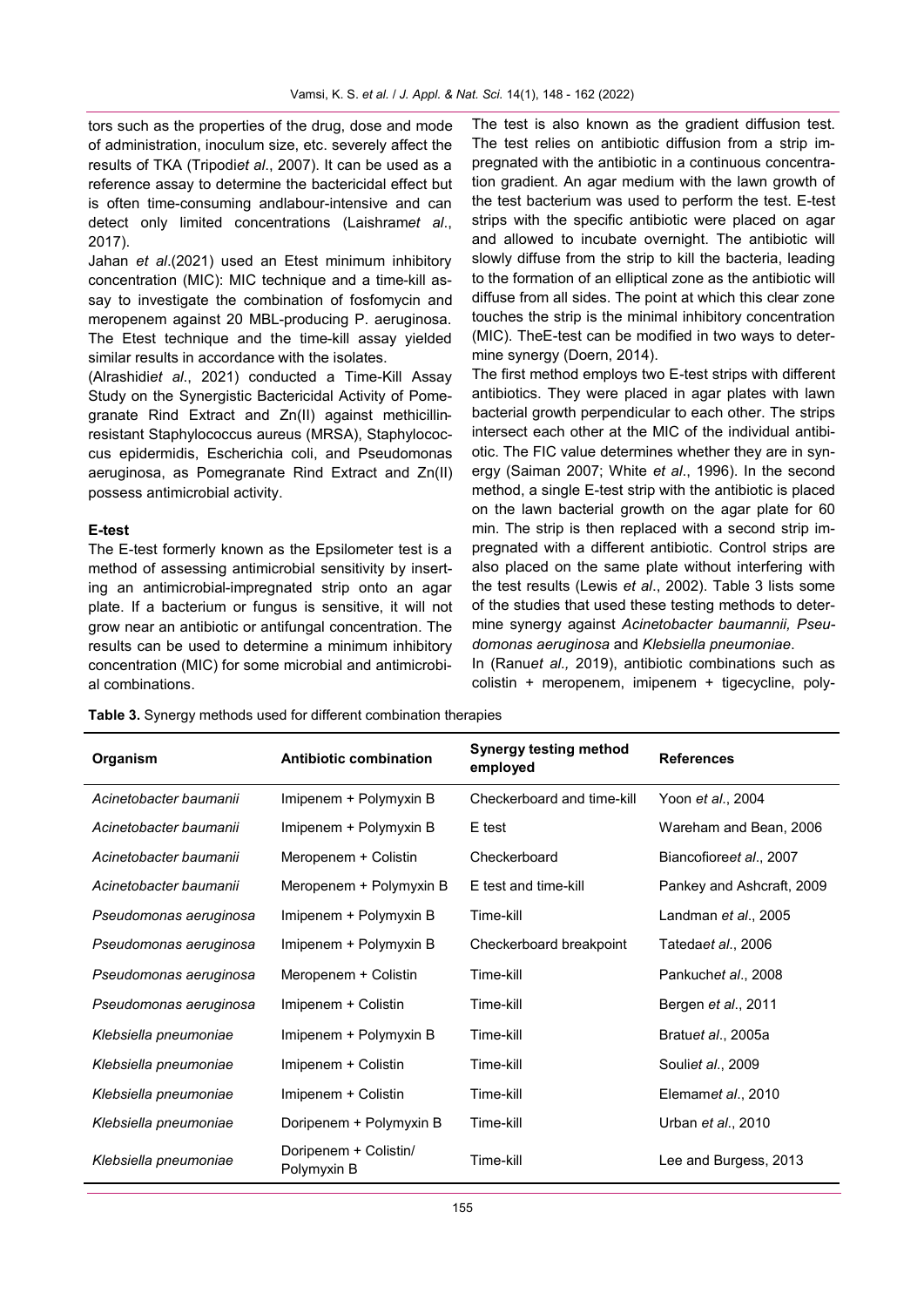tors such as the properties of the drug, dose and mode of administration, inoculum size, etc. severely affect the results of TKA (Tripodiet al., 2007). It can be used as a reference assay to determine the bactericidal effect but is often time-consuming andlabour-intensive and can detect only limited concentrations (Laishramet al., 2017).

Jahan *et al*.(2021) used an Etest minimum inhibitory concentration (MIC): MIC technique and a time-kill assay to investigate the combination of fosfomycin and meropenem against 20 MBL-producing P. aeruginosa. The Etest technique and the time-kill assay yielded similar results in accordance with the isolates.

(Alrashidiet al., 2021) conducted a Time-Kill Assay Study on the Synergistic Bactericidal Activity of Pomegranate Rind Extract and Zn(II) against methicillin-resistant Staphylococcus aureus (MRSA), Staphylococcus epidermidis, Escherichia coli, and Pseudomonas aeruginosa, as Pomegranate Rind Extract and Zn(II) possess antimicrobial activity.

### E-test

The E-test formerly known as the Epsilometer test is a method of assessing antimicrobial sensitivity by inserting an antimicrobial-impregnated strip onto an agar plate. If a bacterium or fungus is sensitive, it will not grow near an antibiotic or antifungal concentration. The results can be used to determine a minimum inhibitory concentration (MIC) for some microbial and antimicrobial combinations.

The test is also known as the gradient diffusion test. The test relies on antibiotic diffusion from a strip impregnated with the antibiotic in a continuous concentration gradient. An agar medium with the lawn growth of the test bacterium was used to perform the test. E-test strips with the specific antibiotic were placed on agar and allowed to incubate overnight. The antibiotic will slowly diffuse from the strip to kill the bacteria, leading to the formation of an elliptical zone as the antibiotic will diffuse from all sides. The point at which this clear zone touches the strip is the minimal inhibitory concentration (MIC). TheE-test can be modified in two ways to determine synergy (Doern, 2014).

The first method employs two E-test strips with different antibiotics. They were placed in agar plates with lawn bacterial growth perpendicular to each other. The strips intersect each other at the MIC of the individual antibiotic. The FIC value determines whether they are in synergy (Saiman 2007; White *et al*., 1996). In the second method, a single E-test strip with the antibiotic is placed on the lawn bacterial growth on the agar plate for 60 min. The strip is then replaced with a second strip impregnated with a different antibiotic. Control strips are also placed on the same plate without interfering with the test results (Lewis *et al*., 2002). Table 3 lists some of the studies that used these testing methods to determine synergy against *Acinetobacter baumannii, Pseudomonas aeruginosa* and *Klebsiella pneumoniae*.

In (Ranu*et al.,* 2019), antibiotic combinations such as colistin + meropenem, imipenem + tigecycline, poly-

**Table 3.** Synergy methods used for different combination therapies

| Organism | Antibiotic combination | Synergy testing method employed | References |
|---|---|---|---|
| *Acinetobacter baumanii* | Imipenem + Polymyxin B | Checkerboard and time-kill | Yoon *et al*., 2004 |
| *Acinetobacter baumanii* | Imipenem + Polymyxin B | E test | Wareham and Bean, 2006 |
| *Acinetobacter baumanii* | Meropenem + Colistin | Checkerboard | Biancofiore*et al*., 2007 |
| *Acinetobacter baumanii* | Meropenem + Polymyxin B | E test and time-kill | Pankey and Ashcraft, 2009 |
| *Pseudomonas aeruginosa* | Imipenem + Polymyxin B | Time-kill | Landman *et al*., 2005 |
| *Pseudomonas aeruginosa* | Imipenem + Polymyxin B | Checkerboard breakpoint | Tateda*et al*., 2006 |
| *Pseudomonas aeruginosa* | Meropenem + Colistin | Time-kill | Pankuch*et al*., 2008 |
| *Pseudomonas aeruginosa* | Imipenem + Colistin | Time-kill | Bergen *et al*., 2011 |
| *Klebsiella pneumoniae* | Imipenem + Polymyxin B | Time-kill | Bratu*et al*., 2005a |
| *Klebsiella pneumoniae* | Imipenem + Colistin | Time-kill | Souli*et al*., 2009 |
| *Klebsiella pneumoniae* | Imipenem + Colistin | Time-kill | Elemam*et al*., 2010 |
| *Klebsiella pneumoniae* | Doripenem + Polymyxin B | Time-kill | Urban *et al*., 2010 |
| *Klebsiella pneumoniae* | Doripenem + Colistin/ Polymyxin B | Time-kill | Lee and Burgess, 2013 |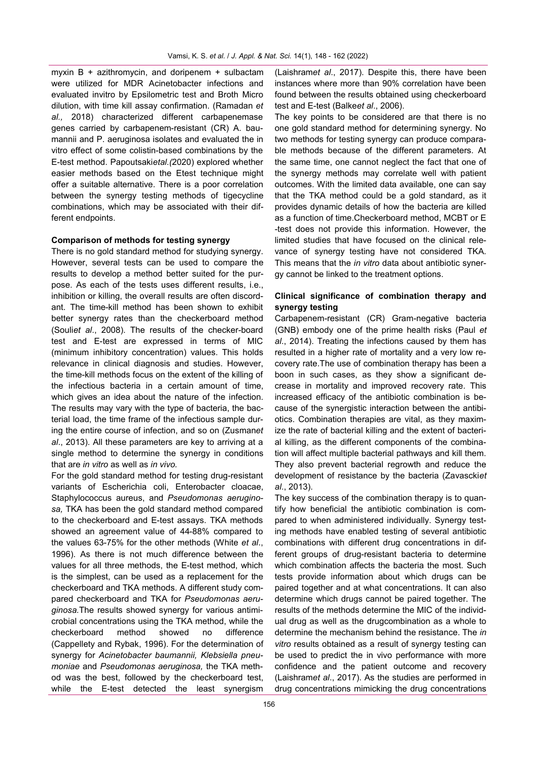myxin B + azithromycin, and doripenem + sulbactam were utilized for MDR Acinetobacter infections and evaluated invitro by Epsilometric test and Broth Micro dilution, with time kill assay confirmation. (Ramadan *et al.,* 2018) characterized different carbapenemase genes carried by carbapenem-resistant (CR) A. baumannii and P. aeruginosa isolates and evaluated the in vitro effect of some colistin-based combinations by the E-test method. Papoutsaki*etal.(*2020) explored whether easier methods based on the Etest technique might offer a suitable alternative. There is a poor correlation between the synergy testing methods of tigecycline combinations, which may be associated with their different endpoints.

**Comparison of methods for testing synergy**

There is no gold standard method for studying synergy. However, several tests can be used to compare the results to develop a method better suited for the purpose. As each of the tests uses different results, i.e., inhibition or killing, the overall results are often discordant. The time-kill method has been shown to exhibit better synergy rates than the checkerboard method (Souli*et al*., 2008). The results of the checker-board test and E-test are expressed in terms of MIC (minimum inhibitory concentration) values. This holds relevance in clinical diagnosis and studies. However, the time-kill methods focus on the extent of the killing of the infectious bacteria in a certain amount of time, which gives an idea about the nature of the infection. The results may vary with the type of bacteria, the bacterial load, the time frame of the infectious sample during the entire course of infection, and so on (Zusman*et al*., 2013). All these parameters are key to arriving at a single method to determine the synergy in conditions that are *in vitro* as well as *in vivo.*

For the gold standard method for testing drug-resistant variants of Escherichia coli, Enterobacter cloacae, Staphylococcus aureus, and *Pseudomonas aeruginosa,* TKA has been the gold standard method compared to the checkerboard and E-test assays. TKA methods showed an agreement value of 44-88% compared to the values 63-75% for the other methods (White *et al*., 1996). As there is not much difference between the values for all three methods, the E-test method, which is the simplest, can be used as a replacement for the checkerboard and TKA methods. A different study compared checkerboard and TKA for *Pseudomonas aeruginosa.*The results showed synergy for various antimicrobial concentrations using the TKA method, while the checkerboard method showed no difference (Cappellety and Rybak, 1996). For the determination of synergy for *Acinetobacter baumannii, Klebsiella pneumoniae* and *Pseudomonas aeruginosa,* the TKA method was the best, followed by the checkerboard test, while the E-test detected the least synergism (Laishram*et al*., 2017). Despite this, there have been instances where more than 90% correlation have been found between the results obtained using checkerboard test and E-test (Balke*et al*., 2006).

The key points to be considered are that there is no one gold standard method for determining synergy. No two methods for testing synergy can produce comparable methods because of the different parameters. At the same time, one cannot neglect the fact that one of the synergy methods may correlate well with patient outcomes. With the limited data available, one can say that the TKA method could be a gold standard, as it provides dynamic details of how the bacteria are killed as a function of time.Checkerboard method, MCBT or E -test does not provide this information. However, the limited studies that have focused on the clinical relevance of synergy testing have not considered TKA. This means that the *in vitro* data about antibiotic synergy cannot be linked to the treatment options.

**Clinical significance of combination therapy and synergy testing**

Carbapenem-resistant (CR) Gram-negative bacteria (GNB) embody one of the prime health risks (Paul *et al*., 2014). Treating the infections caused by them has resulted in a higher rate of mortality and a very low recovery rate.The use of combination therapy has been a boon in such cases, as they show a significant decrease in mortality and improved recovery rate. This increased efficacy of the antibiotic combination is because of the synergistic interaction between the antibiotics. Combination therapies are vital, as they maximize the rate of bacterial killing and the extent of bacterial killing, as the different components of the combination will affect multiple bacterial pathways and kill them. They also prevent bacterial regrowth and reduce the development of resistance by the bacteria (Zavascki*et al*., 2013).

The key success of the combination therapy is to quantify how beneficial the antibiotic combination is compared to when administered individually. Synergy testing methods have enabled testing of several antibiotic combinations with different drug concentrations in different groups of drug-resistant bacteria to determine which combination affects the bacteria the most. Such tests provide information about which drugs can be paired together and at what concentrations. It can also determine which drugs cannot be paired together. The results of the methods determine the MIC of the individual drug as well as the drugcombination as a whole to determine the mechanism behind the resistance. The *in vitro* results obtained as a result of synergy testing can be used to predict the in vivo performance with more confidence and the patient outcome and recovery (Laishram*et al*., 2017). As the studies are performed in drug concentrations mimicking the drug concentrations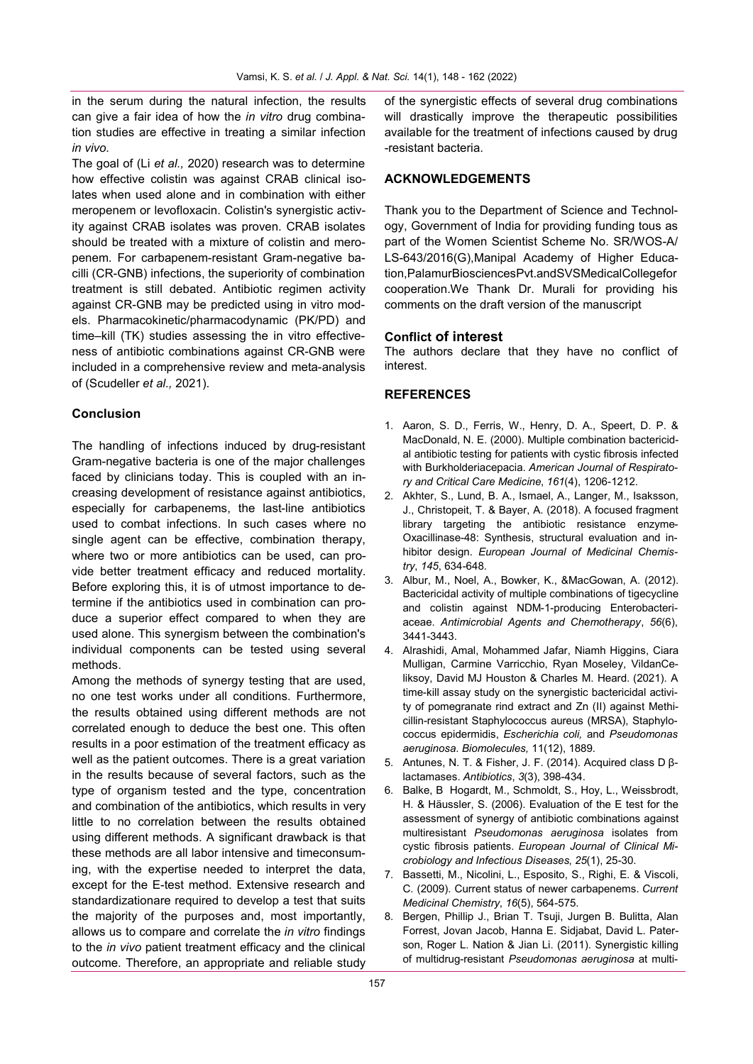in the serum during the natural infection, the results can give a fair idea of how the *in vitro* drug combination studies are effective in treating a similar infection *in vivo.*

The goal of (Li *et al.,* 2020) research was to determine how effective colistin was against CRAB clinical isolates when used alone and in combination with either meropenem or levofloxacin. Colistin's synergistic activity against CRAB isolates was proven. CRAB isolates should be treated with a mixture of colistin and meropenem. For carbapenem-resistant Gram-negative bacilli (CR-GNB) infections, the superiority of combination treatment is still debated. Antibiotic regimen activity against CR-GNB may be predicted using in vitro models. Pharmacokinetic/pharmacodynamic (PK/PD) and time–kill (TK) studies assessing the in vitro effectiveness of antibiotic combinations against CR-GNB were included in a comprehensive review and meta-analysis of (Scudeller *et al.,* 2021).

### Conclusion

The handling of infections induced by drug-resistant Gram-negative bacteria is one of the major challenges faced by clinicians today. This is coupled with an increasing development of resistance against antibiotics, especially for carbapenems, the last-line antibiotics used to combat infections. In such cases where no single agent can be effective, combination therapy, where two or more antibiotics can be used, can provide better treatment efficacy and reduced mortality. Before exploring this, it is of utmost importance to determine if the antibiotics used in combination can produce a superior effect compared to when they are used alone. This synergism between the combination's individual components can be tested using several methods.

Among the methods of synergy testing that are used, no one test works under all conditions. Furthermore, the results obtained using different methods are not correlated enough to deduce the best one. This often results in a poor estimation of the treatment efficacy as well as the patient outcomes. There is a great variation in the results because of several factors, such as the type of organism tested and the type, concentration and combination of the antibiotics, which results in very little to no correlation between the results obtained using different methods. A significant drawback is that these methods are all labor intensive and timeconsuming, with the expertise needed to interpret the data, except for the E-test method. Extensive research and standardizationare required to develop a test that suits the majority of the purposes and, most importantly, allows us to compare and correlate the *in vitro* findings to the *in vivo* patient treatment efficacy and the clinical outcome. Therefore, an appropriate and reliable study of the synergistic effects of several drug combinations will drastically improve the therapeutic possibilities available for the treatment of infections caused by drug-resistant bacteria.

## ACKNOWLEDGEMENTS

Thank you to the Department of Science and Technology, Government of India for providing funding tous as part of the Women Scientist Scheme No. SR/WOS-A/LS-643/2016(G),Manipal Academy of Higher Education,PalamurBiosciencesPvt.andSVSMedicalCollegefor cooperation.We Thank Dr. Murali for providing his comments on the draft version of the manuscript

### Conflict of interest

The authors declare that they have no conflict of interest.

## REFERENCES

1. Aaron, S. D., Ferris, W., Henry, D. A., Speert, D. P. & MacDonald, N. E. (2000). Multiple combination bactericidal antibiotic testing for patients with cystic fibrosis infected with Burkholderiacepacia. *American Journal of Respiratory and Critical Care Medicine*, *161*(4), 1206-1212.
2. Akhter, S., Lund, B. A., Ismael, A., Langer, M., Isaksson, J., Christopeit, T. & Bayer, A. (2018). A focused fragment library targeting the antibiotic resistance enzyme-Oxacillinase-48: Synthesis, structural evaluation and inhibitor design. *European Journal of Medicinal Chemistry*, *145*, 634-648.
3. Albur, M., Noel, A., Bowker, K., &MacGowan, A. (2012). Bactericidal activity of multiple combinations of tigecycline and colistin against NDM-1-producing Enterobacteriaceae. *Antimicrobial Agents and Chemotherapy*, *56*(6), 3441-3443.
4. Alrashidi, Amal, Mohammed Jafar, Niamh Higgins, Ciara Mulligan, Carmine Varricchio, Ryan Moseley, VildanCeliksoy, David MJ Houston & Charles M. Heard. (2021). A time-kill assay study on the synergistic bactericidal activity of pomegranate rind extract and Zn (II) against Methicillin-resistant Staphylococcus aureus (MRSA), Staphylococcus epidermidis, *Escherichia coli,* and *Pseudomonas aeruginosa*. *Biomolecules,* 11(12), 1889.
5. Antunes, N. T. & Fisher, J. F. (2014). Acquired class D β-lactamases. *Antibiotics*, *3*(3), 398-434.
6. Balke, B Hogardt, M., Schmoldt, S., Hoy, L., Weissbrodt, H. & Häussler, S. (2006). Evaluation of the E test for the assessment of synergy of antibiotic combinations against multiresistant *Pseudomonas aeruginosa* isolates from cystic fibrosis patients. *European Journal of Clinical Microbiology and Infectious Diseases*, *25*(1), 25-30.
7. Bassetti, M., Nicolini, L., Esposito, S., Righi, E. & Viscoli, C. (2009). Current status of newer carbapenems. *Current Medicinal Chemistry*, *16*(5), 564-575.
8. Bergen, Phillip J., Brian T. Tsuji, Jurgen B. Bulitta, Alan Forrest, Jovan Jacob, Hanna E. Sidjabat, David L. Paterson, Roger L. Nation & Jian Li. (2011). Synergistic killing of multidrug-resistant *Pseudomonas aeruginosa* at multi-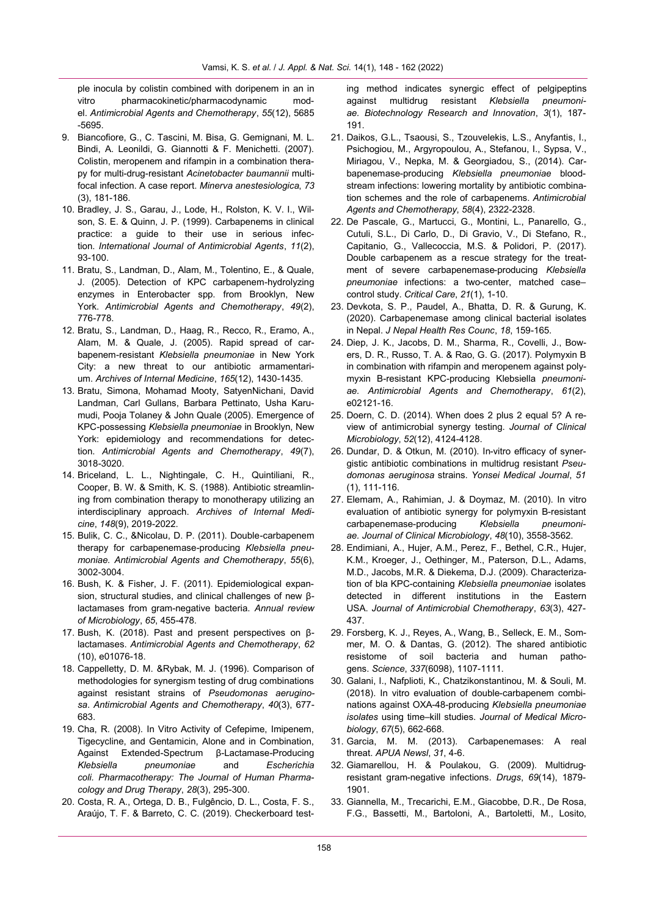ple inocula by colistin combined with doripenem in an in vitro pharmacokinetic/pharmacodynamic model. *Antimicrobial Agents and Chemotherapy*, *55*(12), 5685-5695.

9. Biancofiore, G., C. Tascini, M. Bisa, G. Gemignani, M. L. Bindi, A. Leonildi, G. Giannotti & F. Menichetti. (2007). Colistin, meropenem and rifampin in a combination therapy for multi-drug-resistant *Acinetobacter baumannii* multifocal infection. A case report. *Minerva anestesiologica*, *73* (3), 181-186.
10. Bradley, J. S., Garau, J., Lode, H., Rolston, K. V. I., Wilson, S. E. & Quinn, J. P. (1999). Carbapenems in clinical practice: a guide to their use in serious infection. *International Journal of Antimicrobial Agents*, *11*(2), 93-100.
11. Bratu, S., Landman, D., Alam, M., Tolentino, E., & Quale, J. (2005). Detection of KPC carbapenem-hydrolyzing enzymes in Enterobacter spp. from Brooklyn, New York. *Antimicrobial Agents and Chemotherapy*, *49*(2), 776-778.
12. Bratu, S., Landman, D., Haag, R., Recco, R., Eramo, A., Alam, M. & Quale, J. (2005). Rapid spread of carbapenem-resistant *Klebsiella pneumoniae* in New York City: a new threat to our antibiotic armamentarium. *Archives of Internal Medicine*, *165*(12), 1430-1435.
13. Bratu, Simona, Mohamad Mooty, SatyenNichani, David Landman, Carl Gullans, Barbara Pettinato, Usha Karumudi, Pooja Tolaney & John Quale (2005). Emergence of KPC-possessing *Klebsiella pneumoniae* in Brooklyn, New York: epidemiology and recommendations for detection. *Antimicrobial Agents and Chemotherapy*, *49*(7), 3018-3020.
14. Briceland, L. L., Nightingale, C. H., Quintiliani, R., Cooper, B. W. & Smith, K. S. (1988). Antibiotic streamlining from combination therapy to monotherapy utilizing an interdisciplinary approach. *Archives of Internal Medicine*, *148*(9), 2019-2022.
15. Bulik, C. C., &Nicolau, D. P. (2011). Double-carbapenem therapy for carbapenemase-producing *Klebsiella pneumoniae. Antimicrobial Agents and Chemotherapy*, *55*(6), 3002-3004.
16. Bush, K. & Fisher, J. F. (2011). Epidemiological expansion, structural studies, and clinical challenges of new β-lactamases from gram-negative bacteria. *Annual review of Microbiology*, *65*, 455-478.
17. Bush, K. (2018). Past and present perspectives on β-lactamases. *Antimicrobial Agents and Chemotherapy*, *62* (10), e01076-18.
18. Cappelletty, D. M. &Rybak, M. J. (1996). Comparison of methodologies for synergism testing of drug combinations against resistant strains of *Pseudomonas aeruginosa*. *Antimicrobial Agents and Chemotherapy*, *40*(3), 677-683.
19. Cha, R. (2008). In Vitro Activity of Cefepime, Imipenem, Tigecycline, and Gentamicin, Alone and in Combination, Against Extended-Spectrum β-Lactamase-Producing *Klebsiella pneumoniae* and *Escherichia coli. Pharmacotherapy: The Journal of Human Pharmacology and Drug Therapy*, *28*(3), 295-300.
20. Costa, R. A., Ortega, D. B., Fulgêncio, D. L., Costa, F. S., Araújo, T. F. & Barreto, C. C. (2019). Checkerboard testing method indicates synergic effect of pelgipeptins against multidrug resistant *Klebsiella pneumoniae. Biotechnology Research and Innovation*, *3*(1), 187-191.
21. Daikos, G.L., Tsaousi, S., Tzouvelekis, L.S., Anyfantis, I., Psichogiou, M., Argyropoulou, A., Stefanou, I., Sypsa, V., Miriagou, V., Nepka, M. & Georgiadou, S., (2014). Carbapenemase-producing *Klebsiella pneumoniae* bloodstream infections: lowering mortality by antibiotic combination schemes and the role of carbapenems. *Antimicrobial Agents and Chemotherapy*, *58*(4), 2322-2328.
22. De Pascale, G., Martucci, G., Montini, L., Panarello, G., Cutuli, S.L., Di Carlo, D., Di Gravio, V., Di Stefano, R., Capitanio, G., Vallecoccia, M.S. & Polidori, P. (2017). Double carbapenem as a rescue strategy for the treatment of severe carbapenemase-producing *Klebsiella pneumoniae* infections: a two-center, matched case–control study. *Critical Care*, *21*(1), 1-10.
23. Devkota, S. P., Paudel, A., Bhatta, D. R. & Gurung, K. (2020). Carbapenemase among clinical bacterial isolates in Nepal. *J Nepal Health Res Counc*, *18*, 159-165.
24. Diep, J. K., Jacobs, D. M., Sharma, R., Covelli, J., Bowers, D. R., Russo, T. A. & Rao, G. G. (2017). Polymyxin B in combination with rifampin and meropenem against polymyxin B-resistant KPC-producing Klebsiella *pneumoniae. Antimicrobial Agents and Chemotherapy*, *61*(2), e02121-16.
25. Doern, C. D. (2014). When does 2 plus 2 equal 5? A review of antimicrobial synergy testing. *Journal of Clinical Microbiology*, *52*(12), 4124-4128.
26. Dundar, D. & Otkun, M. (2010). In-vitro efficacy of synergistic antibiotic combinations in multidrug resistant *Pseudomonas aeruginosa* strains. *Yonsei Medical Journal*, *51* (1), 111-116.
27. Elemam, A., Rahimian, J. & Doymaz, M. (2010). In vitro evaluation of antibiotic synergy for polymyxin B-resistant carbapenemase-producing *Klebsiella pneumoniae. Journal of Clinical Microbiology*, *48*(10), 3558-3562.
28. Endimiani, A., Hujer, A.M., Perez, F., Bethel, C.R., Hujer, K.M., Kroeger, J., Oethinger, M., Paterson, D.L., Adams, M.D., Jacobs, M.R. & Diekema, D.J. (2009). Characterization of bla KPC-containing *Klebsiella pneumoniae* isolates detected in different institutions in the Eastern USA. *Journal of Antimicrobial Chemotherapy*, *63*(3), 427-437.
29. Forsberg, K. J., Reyes, A., Wang, B., Selleck, E. M., Sommer, M. O. & Dantas, G. (2012). The shared antibiotic resistome of soil bacteria and human pathogens. *Science*, *337*(6098), 1107-1111.
30. Galani, I., Nafplioti, K., Chatzikonstantinou, M. & Souli, M. (2018). In vitro evaluation of double-carbapenem combinations against OXA-48-producing *Klebsiella pneumoniae isolates* using time–kill studies. *Journal of Medical Microbiology*, *67*(5), 662-668.
31. Garcia, M. M. (2013). Carbapenemases: A real threat. *APUA Newsl*, *31*, 4-6.
32. Giamarellou, H. & Poulakou, G. (2009). Multidrug-resistant gram-negative infections. *Drugs*, *69*(14), 1879-1901.
33. Giannella, M., Trecarichi, E.M., Giacobbe, D.R., De Rosa, F.G., Bassetti, M., Bartoloni, A., Bartoletti, M., Losito,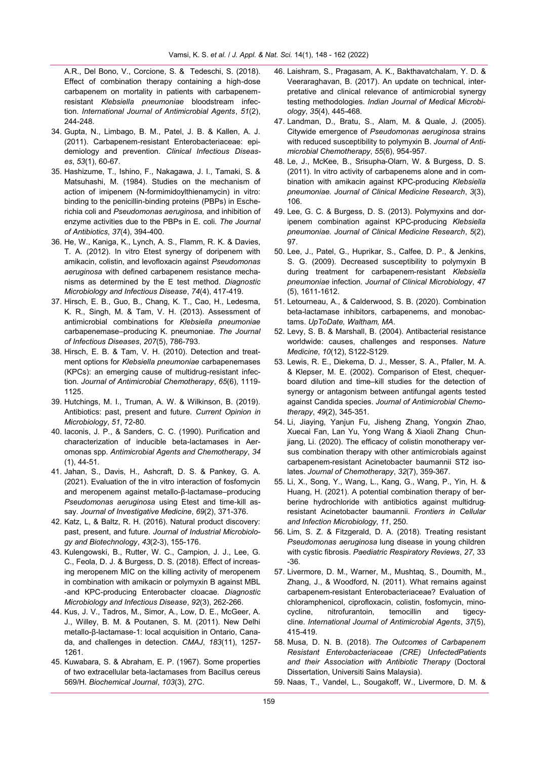A.R., Del Bono, V., Corcione, S. & Tedeschi, S. (2018). Effect of combination therapy containing a high-dose carbapenem on mortality in patients with carbapenem-resistant *Klebsiella pneumoniae* bloodstream infection. *International Journal of Antimicrobial Agents*, *51*(2), 244-248.

34. Gupta, N., Limbago, B. M., Patel, J. B. & Kallen, A. J. (2011). Carbapenem-resistant Enterobacteriaceae: epidemiology and prevention. *Clinical Infectious Diseases*, *53*(1), 60-67.
35. Hashizume, T., Ishino, F., Nakagawa, J. I., Tamaki, S. & Matsuhashi, M. (1984). Studies on the mechanism of action of imipenem (N-formimidoylthienamycin) in vitro: binding to the penicillin-binding proteins (PBPs) in Escherichia coli and *Pseudomonas aeruginosa,* and inhibition of enzyme activities due to the PBPs in E. coli. *The Journal of Antibiotics*, *37*(4), 394-400.
36. He, W., Kaniga, K., Lynch, A. S., Flamm, R. K. & Davies, T. A. (2012). In vitro Etest synergy of doripenem with amikacin, colistin, and levofloxacin against *Pseudomonas aeruginosa* with defined carbapenem resistance mechanisms as determined by the E test method. *Diagnostic Microbiology and Infectious Disease*, *74*(4), 417-419.
37. Hirsch, E. B., Guo, B., Chang, K. T., Cao, H., Ledesma, K. R., Singh, M. & Tam, V. H. (2013). Assessment of antimicrobial combinations for *Klebsiella pneumoniae* carbapenemase–producing K. pneumoniae. *The Journal of Infectious Diseases*, *207*(5), 786-793.
38. Hirsch, E. B. & Tam, V. H. (2010). Detection and treatment options for *Klebsiella pneumoniae* carbapenemases (KPCs): an emerging cause of multidrug-resistant infection. *Journal of Antimicrobial Chemotherapy*, *65*(6), 1119-1125.
39. Hutchings, M. I., Truman, A. W. & Wilkinson, B. (2019). Antibiotics: past, present and future. *Current Opinion in Microbiology*, *51*, 72-80.
40. Iaconis, J. P., & Sanders, C. C. (1990). Purification and characterization of inducible beta-lactamases in Aeromonas spp. *Antimicrobial Agents and Chemotherapy*, *34* (1), 44-51.
41. Jahan, S., Davis, H., Ashcraft, D. S. & Pankey, G. A. (2021). Evaluation of the in vitro interaction of fosfomycin and meropenem against metallo-β-lactamase–producing *Pseudomonas aeruginosa* using Etest and time-kill assay. *Journal of Investigative Medicine*, *69*(2), 371-376.
42. Katz, L, & Baltz, R. H. (2016). Natural product discovery: past, present, and future. *Journal of Industrial Microbiology and Biotechnology*, *43*(2-3), 155-176.
43. Kulengowski, B., Rutter, W. C., Campion, J. J., Lee, G. C., Feola, D. J. & Burgess, D. S. (2018). Effect of increasing meropenem MIC on the killing activity of meropenem in combination with amikacin or polymyxin B against MBL -and KPC-producing Enterobacter cloacae. *Diagnostic Microbiology and Infectious Disease*, *92*(3), 262-266.
44. Kus, J. V., Tadros, M., Simor, A., Low, D. E., McGeer, A. J., Willey, B. M. & Poutanen, S. M. (2011). New Delhi metallo-β-lactamase-1: local acquisition in Ontario, Canada, and challenges in detection. *CMAJ*, *183*(11), 1257-1261.
45. Kuwabara, S. & Abraham, E. P. (1967). Some properties of two extracellular beta-lactamases from Bacillus cereus 569/H. *Biochemical Journal*, *103*(3), 27C.
46. Laishram, S., Pragasam, A. K., Bakthavatchalam, Y. D. & Veeraraghavan, B. (2017). An update on technical, interpretative and clinical relevance of antimicrobial synergy testing methodologies. *Indian Journal of Medical Microbiology*, *35*(4), 445-468.
47. Landman, D., Bratu, S., Alam, M. & Quale, J. (2005). Citywide emergence of *Pseudomonas aeruginosa* strains with reduced susceptibility to polymyxin B. *Journal of Antimicrobial Chemotherapy*, *55*(6), 954-957.
48. Le, J., McKee, B., Srisupha-Olarn, W. & Burgess, D. S. (2011). In vitro activity of carbapenems alone and in combination with amikacin against KPC-producing *Klebsiella pneumoniae. Journal of Clinical Medicine Research*, *3*(3), 106.
49. Lee, G. C. & Burgess, D. S. (2013). Polymyxins and doripenem combination against KPC-producing *Klebsiella pneumoniae. Journal of Clinical Medicine Research*, *5*(2), 97.
50. Lee, J., Patel, G., Huprikar, S., Calfee, D. P., & Jenkins, S. G. (2009). Decreased susceptibility to polymyxin B during treatment for carbapenem-resistant *Klebsiella pneumoniae* infection. *Journal of Clinical Microbiology*, *47* (5), 1611-1612.
51. Letourneau, A., & Calderwood, S. B. (2020). Combination beta-lactamase inhibitors, carbapenems, and monobactams. *UpToDate, Waltham, MA*.
52. Levy, S. B. & Marshall, B. (2004). Antibacterial resistance worldwide: causes, challenges and responses. *Nature Medicine*, *10*(12), S122-S129.
53. Lewis, R. E., Diekema, D. J., Messer, S. A., Pfaller, M. A. & Klepser, M. E. (2002). Comparison of Etest, chequerboard dilution and time–kill studies for the detection of synergy or antagonism between antifungal agents tested against Candida species. *Journal of Antimicrobial Chemotherapy*, *49*(2), 345-351.
54. Li, Jiaying, Yanjun Fu, Jisheng Zhang, Yongxin Zhao, Xuecai Fan, Lan Yu, Yong Wang & Xiaoli Zhang Chunjiang, Li. (2020). The efficacy of colistin monotherapy versus combination therapy with other antimicrobials against carbapenem-resistant Acinetobacter baumannii ST2 isolates. *Journal of Chemotherapy*, *32*(7), 359-367.
55. Li, X., Song, Y., Wang, L., Kang, G., Wang, P., Yin, H. & Huang, H. (2021). A potential combination therapy of berberine hydrochloride with antibiotics against multidrug-resistant Acinetobacter baumannii. *Frontiers in Cellular and Infection Microbiology*, *11*, 250.
56. Lim, S. Z. & Fitzgerald, D. A. (2018). Treating resistant *Pseudomonas aeruginosa* lung disease in young children with cystic fibrosis. *Paediatric Respiratory Reviews*, *27*, 33 -36.
57. Livermore, D. M., Warner, M., Mushtaq, S., Doumith, M., Zhang, J., & Woodford, N. (2011). What remains against carbapenem-resistant Enterobacteriaceae? Evaluation of chloramphenicol, ciprofloxacin, colistin, fosfomycin, minocycline, nitrofurantoin, temocillin and tigecycline. *International Journal of Antimicrobial Agents*, *37*(5), 415-419.
58. Musa, D. N. B. (2018). *The Outcomes of Carbapenem Resistant Enterobacteriaceae (CRE) UnfectedPatients and their Association with Antibiotic Therapy* (Doctoral Dissertation, Universiti Sains Malaysia).
59. Naas, T., Vandel, L., Sougakoff, W., Livermore, D. M. &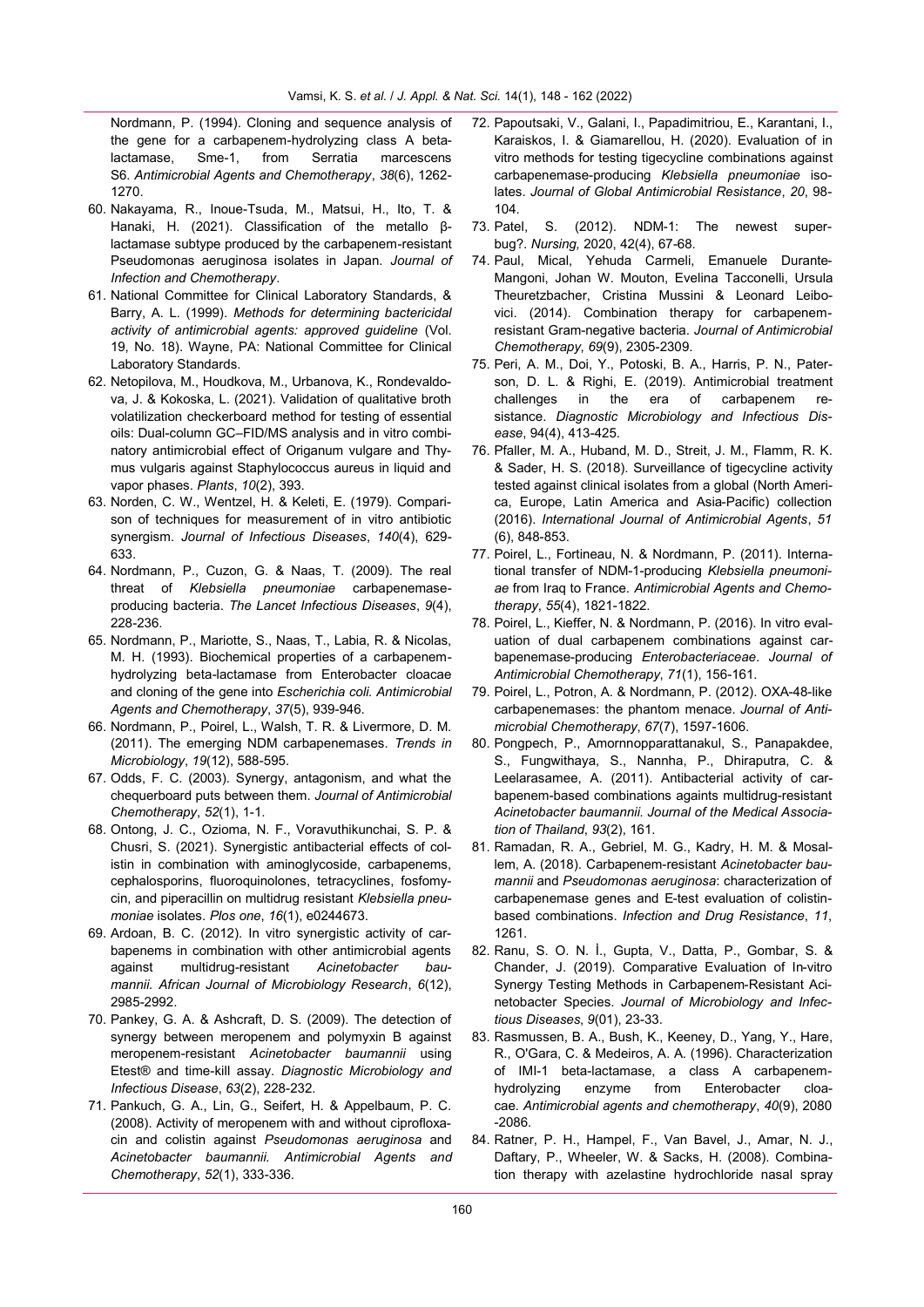Nordmann, P. (1994). Cloning and sequence analysis of the gene for a carbapenem-hydrolyzing class A beta-lactamase, Sme-1, from Serratia marcescens S6. *Antimicrobial Agents and Chemotherapy*, *38*(6), 1262-1270.

60. Nakayama, R., Inoue-Tsuda, M., Matsui, H., Ito, T. & Hanaki, H. (2021). Classification of the metallo β-lactamase subtype produced by the carbapenem-resistant Pseudomonas aeruginosa isolates in Japan. *Journal of Infection and Chemotherapy*.
61. National Committee for Clinical Laboratory Standards, & Barry, A. L. (1999). *Methods for determining bactericidal activity of antimicrobial agents: approved guideline* (Vol. 19, No. 18). Wayne, PA: National Committee for Clinical Laboratory Standards.
62. Netopilova, M., Houdkova, M., Urbanova, K., Rondevaldova, J. & Kokoska, L. (2021). Validation of qualitative broth volatilization checkerboard method for testing of essential oils: Dual-column GC–FID/MS analysis and in vitro combinatory antimicrobial effect of Origanum vulgare and Thymus vulgaris against Staphylococcus aureus in liquid and vapor phases. *Plants*, *10*(2), 393.
63. Norden, C. W., Wentzel, H. & Keleti, E. (1979). Comparison of techniques for measurement of in vitro antibiotic synergism. *Journal of Infectious Diseases*, *140*(4), 629-633.
64. Nordmann, P., Cuzon, G. & Naas, T. (2009). The real threat of *Klebsiella pneumoniae* carbapenemase-producing bacteria. *The Lancet Infectious Diseases*, *9*(4), 228-236.
65. Nordmann, P., Mariotte, S., Naas, T., Labia, R. & Nicolas, M. H. (1993). Biochemical properties of a carbapenem-hydrolyzing beta-lactamase from Enterobacter cloacae and cloning of the gene into *Escherichia coli. Antimicrobial Agents and Chemotherapy*, *37*(5), 939-946.
66. Nordmann, P., Poirel, L., Walsh, T. R. & Livermore, D. M. (2011). The emerging NDM carbapenemases. *Trends in Microbiology*, *19*(12), 588-595.
67. Odds, F. C. (2003). Synergy, antagonism, and what the chequerboard puts between them. *Journal of Antimicrobial Chemotherapy*, *52*(1), 1-1.
68. Ontong, J. C., Ozioma, N. F., Voravuthikunchai, S. P. & Chusri, S. (2021). Synergistic antibacterial effects of colistin in combination with aminoglycoside, carbapenems, cephalosporins, fluoroquinolones, tetracyclines, fosfomycin, and piperacillin on multidrug resistant *Klebsiella pneumoniae* isolates. *Plos one*, *16*(1), e0244673.
69. Ardoan, B. C. (2012). In vitro synergistic activity of carbapenems in combination with other antimicrobial agents against multidrug-resistant *Acinetobacter baumannii. African Journal of Microbiology Research*, *6*(12), 2985-2992.
70. Pankey, G. A. & Ashcraft, D. S. (2009). The detection of synergy between meropenem and polymyxin B against meropenem-resistant *Acinetobacter baumannii* using Etest® and time-kill assay. *Diagnostic Microbiology and Infectious Disease*, *63*(2), 228-232.
71. Pankuch, G. A., Lin, G., Seifert, H. & Appelbaum, P. C. (2008). Activity of meropenem with and without ciprofloxacin and colistin against *Pseudomonas aeruginosa* and *Acinetobacter baumannii. Antimicrobial Agents and Chemotherapy*, *52*(1), 333-336.
72. Papoutsaki, V., Galani, I., Papadimitriou, E., Karantani, I., Karaiskos, I. & Giamarellou, H. (2020). Evaluation of in vitro methods for testing tigecycline combinations against carbapenemase-producing *Klebsiella pneumoniae* isolates. *Journal of Global Antimicrobial Resistance*, *20*, 98-104.
73. Patel, S. (2012). NDM-1: The newest superbug?. *Nursing,* 2020, 42(4), 67-68.
74. Paul, Mical, Yehuda Carmeli, Emanuele Durante-Mangoni, Johan W. Mouton, Evelina Tacconelli, Ursula Theuretzbacher, Cristina Mussini & Leonard Leibovici. (2014). Combination therapy for carbapenem-resistant Gram-negative bacteria. *Journal of Antimicrobial Chemotherapy*, *69*(9), 2305-2309.
75. Peri, A. M., Doi, Y., Potoski, B. A., Harris, P. N., Paterson, D. L. & Righi, E. (2019). Antimicrobial treatment challenges in the era of carbapenem resistance. *Diagnostic Microbiology and Infectious Disease*, 94(4), 413-425.
76. Pfaller, M. A., Huband, M. D., Streit, J. M., Flamm, R. K. & Sader, H. S. (2018). Surveillance of tigecycline activity tested against clinical isolates from a global (North America, Europe, Latin America and Asia-Pacific) collection (2016). *International Journal of Antimicrobial Agents*, *51* (6), 848-853.
77. Poirel, L., Fortineau, N. & Nordmann, P. (2011). International transfer of NDM-1-producing *Klebsiella pneumoniae* from Iraq to France. *Antimicrobial Agents and Chemotherapy*, *55*(4), 1821-1822.
78. Poirel, L., Kieffer, N. & Nordmann, P. (2016). In vitro evaluation of dual carbapenem combinations against carbapenemase-producing *Enterobacteriaceae*. *Journal of Antimicrobial Chemotherapy*, *71*(1), 156-161.
79. Poirel, L., Potron, A. & Nordmann, P. (2012). OXA-48-like carbapenemases: the phantom menace. *Journal of Antimicrobial Chemotherapy*, *67*(7), 1597-1606.
80. Pongpech, P., Amornnopparattanakul, S., Panapakdee, S., Fungwithaya, S., Nannha, P., Dhiraputra, C. & Leelarasamee, A. (2011). Antibacterial activity of carbapenem-based combinations againts multidrug-resistant *Acinetobacter baumannii. Journal of the Medical Association of Thailand*, *93*(2), 161.
81. Ramadan, R. A., Gebriel, M. G., Kadry, H. M. & Mosallem, A. (2018). Carbapenem-resistant *Acinetobacter baumannii* and *Pseudomonas aeruginosa*: characterization of carbapenemase genes and E-test evaluation of colistin-based combinations. *Infection and Drug Resistance*, *11*, 1261.
82. Ranu, S. O. N. İ., Gupta, V., Datta, P., Gombar, S. & Chander, J. (2019). Comparative Evaluation of In-vitro Synergy Testing Methods in Carbapenem-Resistant Acinetobacter Species. *Journal of Microbiology and Infectious Diseases*, *9*(01), 23-33.
83. Rasmussen, B. A., Bush, K., Keeney, D., Yang, Y., Hare, R., O'Gara, C. & Medeiros, A. A. (1996). Characterization of IMI-1 beta-lactamase, a class A carbapenem-hydrolyzing enzyme from Enterobacter cloacae. *Antimicrobial agents and chemotherapy*, *40*(9), 2080 -2086.
84. Ratner, P. H., Hampel, F., Van Bavel, J., Amar, N. J., Daftary, P., Wheeler, W. & Sacks, H. (2008). Combination therapy with azelastine hydrochloride nasal spray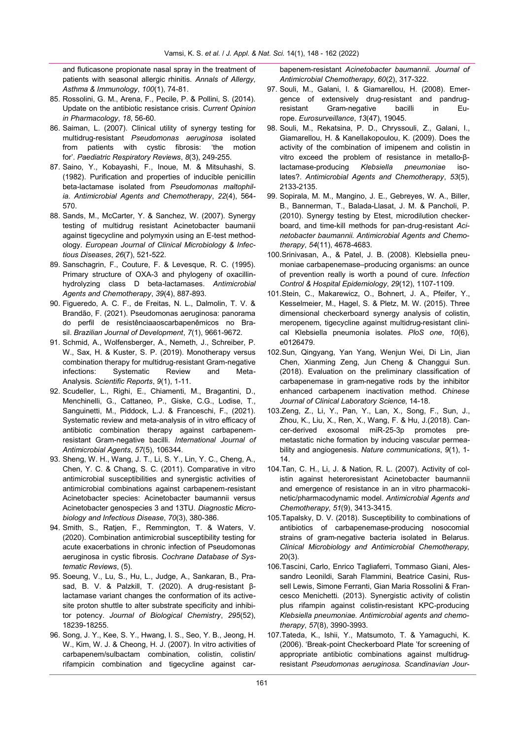and fluticasone propionate nasal spray in the treatment of patients with seasonal allergic rhinitis. *Annals of Allergy, Asthma & Immunology*, *100*(1), 74-81.

85. Rossolini, G. M., Arena, F., Pecile, P. & Pollini, S. (2014). Update on the antibiotic resistance crisis. *Current Opinion in Pharmacology*, *18*, 56-60.
86. Saiman, L. (2007). Clinical utility of synergy testing for multidrug-resistant *Pseudomonas aeruginosa* isolated from patients with cystic fibrosis: 'the motion for'. *Paediatric Respiratory Reviews*, *8*(3), 249-255.
87. Saino, Y., Kobayashi, F., Inoue, M. & Mitsuhashi, S. (1982). Purification and properties of inducible penicillin beta-lactamase isolated from *Pseudomonas maltophilia*. *Antimicrobial Agents and Chemotherapy*, *22*(4), 564-570.
88. Sands, M., McCarter, Y. & Sanchez, W. (2007). Synergy testing of multidrug resistant Acinetobacter baumanii against tigecycline and polymyxin using an E-test methodology. *European Journal of Clinical Microbiology & Infectious Diseases*, *26*(7), 521-522.
89. Sanschagrin, F., Couture, F. & Levesque, R. C. (1995). Primary structure of OXA-3 and phylogeny of oxacillin-hydrolyzing class D beta-lactamases. *Antimicrobial Agents and Chemotherapy*, *39*(4), 887-893.
90. Figueredo, A. C. F., de Freitas, N. L., Dalmolin, T. V. & Brandão, F. (2021). Pseudomonas aeruginosa: panorama do perfil de resistênciaaoscarbapenêmicos no Brasil. *Brazilian Journal of Development*, *7*(1), 9661-9672.
91. Schmid, A., Wolfensberger, A., Nemeth, J., Schreiber, P. W., Sax, H. & Kuster, S. P. (2019). Monotherapy versus combination therapy for multidrug-resistant Gram-negative infections: Systematic Review and Meta-Analysis. *Scientific Reports*, *9*(1), 1-11.
92. Scudeller, L., Righi, E., Chiamenti, M., Bragantini, D., Menchinelli, G., Cattaneo, P., Giske, C.G., Lodise, T., Sanguinetti, M., Piddock, L.J. & Franceschi, F., (2021). Systematic review and meta-analysis of in vitro efficacy of antibiotic combination therapy against carbapenem-resistant Gram-negative bacilli. *International Journal of Antimicrobial Agents*, *57*(5), 106344.
93. Sheng, W. H., Wang, J. T., Li, S. Y., Lin, Y. C., Cheng, A., Chen, Y. C. & Chang, S. C. (2011). Comparative in vitro antimicrobial susceptibilities and synergistic activities of antimicrobial combinations against carbapenem-resistant Acinetobacter species: Acinetobacter baumannii versus Acinetobacter genospecies 3 and 13TU. *Diagnostic Microbiology and Infectious Disease*, *70*(3), 380-386.
94. Smith, S., Ratjen, F., Remmington, T. & Waters, V. (2020). Combination antimicrobial susceptibility testing for acute exacerbations in chronic infection of Pseudomonas aeruginosa in cystic fibrosis. *Cochrane Database of Systematic Reviews*, (5).
95. Soeung, V., Lu, S., Hu, L., Judge, A., Sankaran, B., Prasad, B. V. & Palzkill, T. (2020). A drug-resistant β-lactamase variant changes the conformation of its active-site proton shuttle to alter substrate specificity and inhibitor potency. *Journal of Biological Chemistry*, *295*(52), 18239-18255.
96. Song, J. Y., Kee, S. Y., Hwang, I. S., Seo, Y. B., Jeong, H. W., Kim, W. J. & Cheong, H. J. (2007). In vitro activities of carbapenem/sulbactam combination, colistin, colistin/rifampicin combination and tigecycline against carbapenem-resistant *Acinetobacter baumannii*. *Journal of Antimicrobial Chemotherapy*, *60*(2), 317-322.
97. Souli, M., Galani, I. & Giamarellou, H. (2008). Emergence of extensively drug-resistant and pandrug-resistant Gram-negative bacilli in Europe. *Eurosurveillance*, *13*(47), 19045.
98. Souli, M., Rekatsina, P. D., Chryssouli, Z., Galani, I., Giamarellou, H. & Kanellakopoulou, K. (2009). Does the activity of the combination of imipenem and colistin in vitro exceed the problem of resistance in metallo-β-lactamase-producing *Klebsiella pneumoniae* isolates?. *Antimicrobial Agents and Chemotherapy*, *53*(5), 2133-2135.
99. Sopirala, M. M., Mangino, J. E., Gebreyes, W. A., Biller, B., Bannerman, T., Balada-Llasat, J. M. & Pancholi, P. (2010). Synergy testing by Etest, microdilution checkerboard, and time-kill methods for pan-drug-resistant *Acinetobacter baumannii*. *Antimicrobial Agents and Chemotherapy*, *54*(11), 4678-4683.
100. Srinivasan, A., & Patel, J. B. (2008). Klebsiella pneumoniae carbapenemase–producing organisms: an ounce of prevention really is worth a pound of cure. *Infection Control & Hospital Epidemiology*, *29*(12), 1107-1109.
101. Stein, C., Makarewicz, O., Bohnert, J. A., Pfeifer, Y., Kesselmeier, M., Hagel, S. & Pletz, M. W. (2015). Three dimensional checkerboard synergy analysis of colistin, meropenem, tigecycline against multidrug-resistant clinical Klebsiella pneumonia isolates. *PloS one*, *10*(6), e0126479.
102. Sun, Qingyang, Yan Yang, Wenjun Wei, Di Lin, Jian Chen, Xianming Zeng, Jun Cheng & Changgui Sun. (2018). Evaluation on the preliminary classification of carbapenemase in gram-negative rods by the inhibitor enhanced carbapenem inactivation method. *Chinese Journal of Clinical Laboratory Science*, 14-18.
103. Zeng, Z., Li, Y., Pan, Y., Lan, X., Song, F., Sun, J., Zhou, K., Liu, X., Ren, X., Wang, F. & Hu, J.(2018). Cancer-derived exosomal miR-25-3p promotes pre-metastatic niche formation by inducing vascular permeability and angiogenesis. *Nature communications*, *9*(1), 1-14.
104. Tan, C. H., Li, J. & Nation, R. L. (2007). Activity of colistin against heteroresistant Acinetobacter baumannii and emergence of resistance in an in vitro pharmacokinetic/pharmacodynamic model. *Antimicrobial Agents and Chemotherapy*, *51*(9), 3413-3415.
105. Tapalsky, D. V. (2018). Susceptibility to combinations of antibiotics of carbapenemase-producing nosocomial strains of gram-negative bacteria isolated in Belarus. *Clinical Microbiology and Antimicrobial Chemotherapy*, 20(3).
106. Tascini, Carlo, Enrico Tagliaferri, Tommaso Giani, Alessandro Leonildi, Sarah Flammini, Beatrice Casini, Russell Lewis, Simone Ferranti, Gian Maria Rossolini & Francesco Menichetti. (2013). Synergistic activity of colistin plus rifampin against colistin-resistant KPC-producing *Klebsiella pneumoniae*. *Antimicrobial agents and chemotherapy*, *57*(8), 3990-3993.
107. Tateda, K., Ishii, Y., Matsumoto, T. & Yamaguchi, K. (2006). 'Break-point Checkerboard Plate 'for screening of appropriate antibiotic combinations against multidrug-resistant *Pseudomonas aeruginosa*. *Scandinavian Jour-*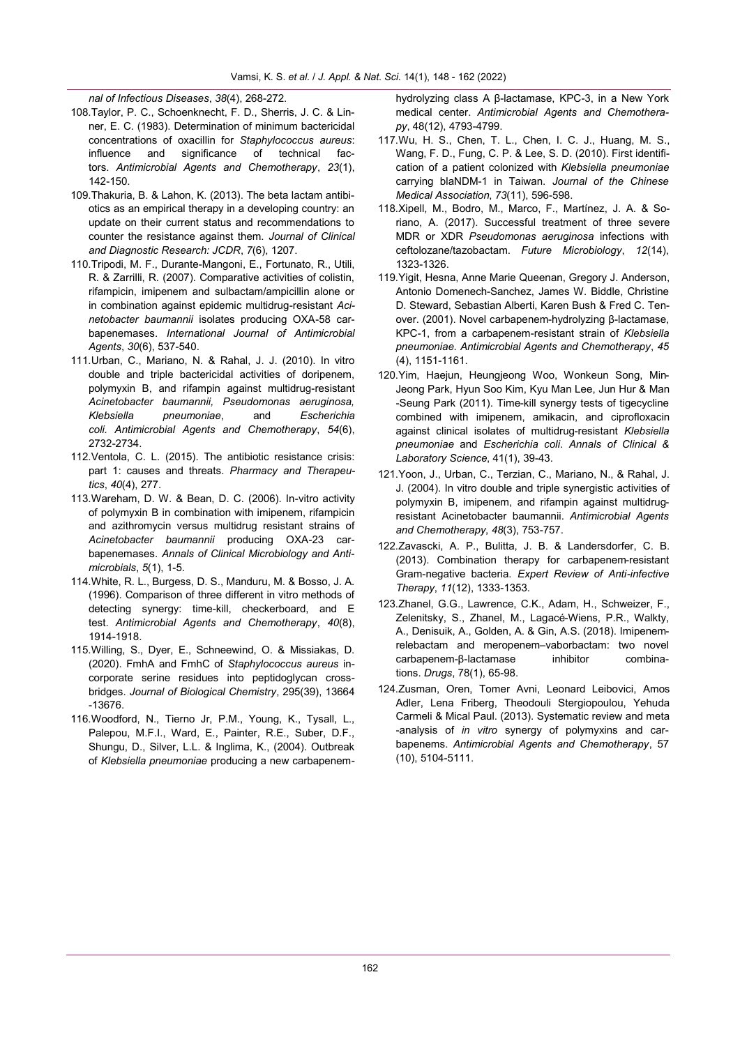*nal of Infectious Diseases*, *38*(4), 268-272.

108. Taylor, P. C., Schoenknecht, F. D., Sherris, J. C. & Linner, E. C. (1983). Determination of minimum bactericidal concentrations of oxacillin for *Staphylococcus aureus*: influence and significance of technical factors. *Antimicrobial Agents and Chemotherapy*, *23*(1), 142-150.
109. Thakuria, B. & Lahon, K. (2013). The beta lactam antibiotics as an empirical therapy in a developing country: an update on their current status and recommendations to counter the resistance against them. *Journal of Clinical and Diagnostic Research: JCDR*, *7*(6), 1207.
110. Tripodi, M. F., Durante-Mangoni, E., Fortunato, R., Utili, R. & Zarrilli, R. (2007). Comparative activities of colistin, rifampicin, imipenem and sulbactam/ampicillin alone or in combination against epidemic multidrug-resistant *Acinetobacter baumannii* isolates producing OXA-58 carbapenemases. *International Journal of Antimicrobial Agents*, *30*(6), 537-540.
111. Urban, C., Mariano, N. & Rahal, J. J. (2010). In vitro double and triple bactericidal activities of doripenem, polymyxin B, and rifampin against multidrug-resistant *Acinetobacter baumannii, Pseudomonas aeruginosa, Klebsiella pneumoniae*, and *Escherichia coli*. *Antimicrobial Agents and Chemotherapy*, *54*(6), 2732-2734.
112. Ventola, C. L. (2015). The antibiotic resistance crisis: part 1: causes and threats. *Pharmacy and Therapeutics*, *40*(4), 277.
113. Wareham, D. W. & Bean, D. C. (2006). In-vitro activity of polymyxin B in combination with imipenem, rifampicin and azithromycin versus multidrug resistant strains of *Acinetobacter baumannii* producing OXA-23 carbapenemases. *Annals of Clinical Microbiology and Antimicrobials*, *5*(1), 1-5.
114. White, R. L., Burgess, D. S., Manduru, M. & Bosso, J. A. (1996). Comparison of three different in vitro methods of detecting synergy: time-kill, checkerboard, and E test. *Antimicrobial Agents and Chemotherapy*, *40*(8), 1914-1918.
115. Willing, S., Dyer, E., Schneewind, O. & Missiakas, D. (2020). FmhA and FmhC of *Staphylococcus aureus* incorporate serine residues into peptidoglycan crossbridges. *Journal of Biological Chemistry*, 295(39), 13664-13676.
116. Woodford, N., Tierno Jr, P.M., Young, K., Tysall, L., Palepou, M.F.I., Ward, E., Painter, R.E., Suber, D.F., Shungu, D., Silver, L.L. & Inglima, K., (2004). Outbreak of *Klebsiella pneumoniae* producing a new carbapenem-hydrolyzing class A β-lactamase, KPC-3, in a New York medical center. *Antimicrobial Agents and Chemotherapy*, 48(12), 4793-4799.
117. Wu, H. S., Chen, T. L., Chen, I. C. J., Huang, M. S., Wang, F. D., Fung, C. P. & Lee, S. D. (2010). First identification of a patient colonized with *Klebsiella pneumoniae* carrying blaNDM-1 in Taiwan. *Journal of the Chinese Medical Association*, *73*(11), 596-598.
118. Xipell, M., Bodro, M., Marco, F., Martínez, J. A. & Soriano, A. (2017). Successful treatment of three severe MDR or XDR *Pseudomonas aeruginosa* infections with ceftolozane/tazobactam. *Future Microbiology*, *12*(14), 1323-1326.
119. Yigit, Hesna, Anne Marie Queenan, Gregory J. Anderson, Antonio Domenech-Sanchez, James W. Biddle, Christine D. Steward, Sebastian Alberti, Karen Bush & Fred C. Tenover. (2001). Novel carbapenem-hydrolyzing β-lactamase, KPC-1, from a carbapenem-resistant strain of *Klebsiella pneumoniae*. *Antimicrobial Agents and Chemotherapy*, *45* (4), 1151-1161.
120. Yim, Haejun, Heungjeong Woo, Wonkeun Song, Min-Jeong Park, Hyun Soo Kim, Kyu Man Lee, Jun Hur & Man-Seung Park (2011). Time-kill synergy tests of tigecycline combined with imipenem, amikacin, and ciprofloxacin against clinical isolates of multidrug-resistant *Klebsiella pneumoniae* and *Escherichia coli*. *Annals of Clinical & Laboratory Science*, 41(1), 39-43.
121. Yoon, J., Urban, C., Terzian, C., Mariano, N., & Rahal, J. J. (2004). In vitro double and triple synergistic activities of polymyxin B, imipenem, and rifampin against multidrug-resistant Acinetobacter baumannii. *Antimicrobial Agents and Chemotherapy*, *48*(3), 753-757.
122. Zavascki, A. P., Bulitta, J. B. & Landersdorfer, C. B. (2013). Combination therapy for carbapenem-resistant Gram-negative bacteria. *Expert Review of Anti-infective Therapy*, *11*(12), 1333-1353.
123. Zhanel, G.G., Lawrence, C.K., Adam, H., Schweizer, F., Zelenitsky, S., Zhanel, M., Lagacé-Wiens, P.R., Walkty, A., Denisuik, A., Golden, A. & Gin, A.S. (2018). Imipenem-relebactam and meropenem–vaborbactam: two novel carbapenem-β-lactamase inhibitor combinations. *Drugs*, 78(1), 65-98.
124. Zusman, Oren, Tomer Avni, Leonard Leibovici, Amos Adler, Lena Friberg, Theodouli Stergiopoulou, Yehuda Carmeli & Mical Paul. (2013). Systematic review and meta-analysis of *in vitro* synergy of polymyxins and carbapenems. *Antimicrobial Agents and Chemotherapy*, 57 (10), 5104-5111.